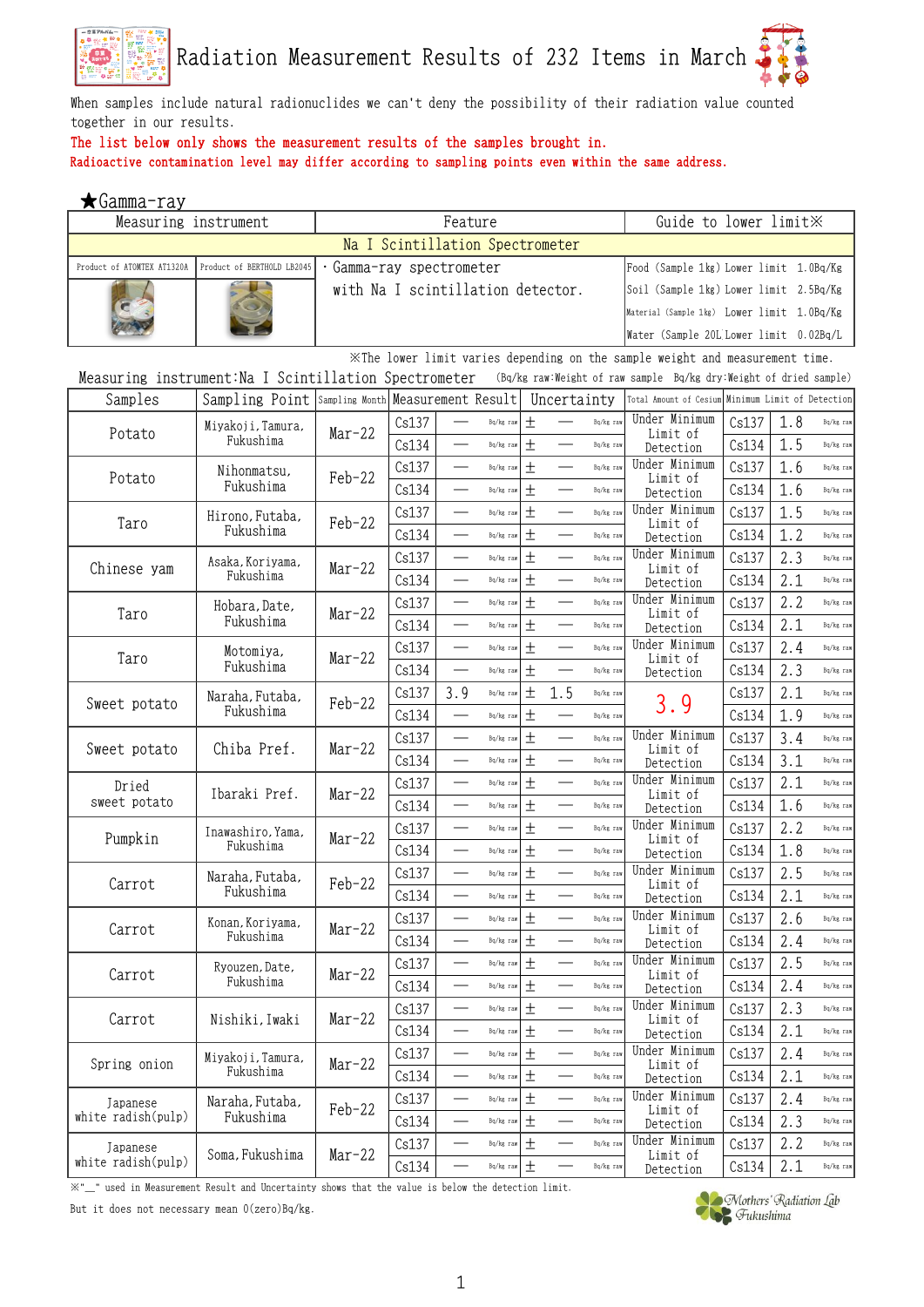# Radiation Measurement Results of 232 Items in March

When samples include natural radionuclides we can't deny the possibility of their radiation value counted together in our results.

**The list below only shows the measurement results of the samples brought in.**

**Radioactive contamination level may differ according to sampling points even within the same address.**

## ★Gamma-ray

| Measuring instrument | | Feature | Guide to lower limit※ |
|---|---|---|---|
| Na I Scintillation Spectrometer | | | |
| Product of ATOMTEX AT1320A | Product of BERTHOLD LB2045 | ・Gamma-ray spectrometer with Na I scintillation detector. | Food (Sample 1kg) Lower limit 1.0Bq/Kg<br>Soil (Sample 1kg) Lower limit 2.5Bq/Kg<br>Material (Sample 1kg) Lower limit 1.0Bq/Kg<br>Water (Sample 20L Lower limit 0.02Bq/L |

※The lower limit varies depending on the sample weight and measurement time.

Measuring instrument:Na I Scintillation Spectrometer (Bq/kg raw:Weight of raw sample Bq/kg dry:Weight of dried sample)

| Samples | Sampling Point | Sampling Month | Measurement Result | | Uncertainty | Total Amount of Cesium | Minimum Limit of Detection | |
|---|---|---|---|---|---|---|---|---|
| Potato | Miyakoji, Tamura, Fukushima | Mar-22 | Cs137 | — Bq/kg raw | ± — Bq/kg raw | Under Minimum Limit of Detection | Cs137 | 1.8 Bq/kg raw |
| | | | Cs134 | — Bq/kg raw | ± — Bq/kg raw | | Cs134 | 1.5 Bq/kg raw |
| Potato | Nihonmatsu, Fukushima | Feb-22 | Cs137 | — Bq/kg raw | ± — Bq/kg raw | Under Minimum Limit of Detection | Cs137 | 1.6 Bq/kg raw |
| | | | Cs134 | — Bq/kg raw | ± — Bq/kg raw | | Cs134 | 1.6 Bq/kg raw |
| Taro | Hirono, Futaba, Fukushima | Feb-22 | Cs137 | — Bq/kg raw | ± — Bq/kg raw | Under Minimum Limit of Detection | Cs137 | 1.5 Bq/kg raw |
| | | | Cs134 | — Bq/kg raw | ± — Bq/kg raw | | Cs134 | 1.2 Bq/kg raw |
| Chinese yam | Asaka, Koriyama, Fukushima | Mar-22 | Cs137 | — Bq/kg raw | ± — Bq/kg raw | Under Minimum Limit of Detection | Cs137 | 2.3 Bq/kg raw |
| | | | Cs134 | — Bq/kg raw | ± — Bq/kg raw | | Cs134 | 2.1 Bq/kg raw |
| Taro | Hobara, Date, Fukushima | Mar-22 | Cs137 | — Bq/kg raw | ± — Bq/kg raw | Under Minimum Limit of Detection | Cs137 | 2.2 Bq/kg raw |
| | | | Cs134 | — Bq/kg raw | ± — Bq/kg raw | | Cs134 | 2.1 Bq/kg raw |
| Taro | Motomiya, Fukushima | Mar-22 | Cs137 | — Bq/kg raw | ± — Bq/kg raw | Under Minimum Limit of Detection | Cs137 | 2.4 Bq/kg raw |
| | | | Cs134 | — Bq/kg raw | ± — Bq/kg raw | | Cs134 | 2.3 Bq/kg raw |
| Sweet potato | Naraha, Futaba, Fukushima | Feb-22 | Cs137 | 3.9 Bq/kg raw | ± 1.5 Bq/kg raw | 3.9 | Cs137 | 2.1 Bq/kg raw |
| | | | Cs134 | — Bq/kg raw | ± — Bq/kg raw | | Cs134 | 1.9 Bq/kg raw |
| Sweet potato | Chiba Pref. | Mar-22 | Cs137 | — Bq/kg raw | ± — Bq/kg raw | Under Minimum Limit of Detection | Cs137 | 3.4 Bq/kg raw |
| | | | Cs134 | — Bq/kg raw | ± — Bq/kg raw | | Cs134 | 3.1 Bq/kg raw |
| Dried sweet potato | Ibaraki Pref. | Mar-22 | Cs137 | — Bq/kg raw | ± — Bq/kg raw | Under Minimum Limit of Detection | Cs137 | 2.1 Bq/kg raw |
| | | | Cs134 | — Bq/kg raw | ± — Bq/kg raw | | Cs134 | 1.6 Bq/kg raw |
| Pumpkin | Inawashiro, Yama, Fukushima | Mar-22 | Cs137 | — Bq/kg raw | ± — Bq/kg raw | Under Minimum Limit of Detection | Cs137 | 2.2 Bq/kg raw |
| | | | Cs134 | — Bq/kg raw | ± — Bq/kg raw | | Cs134 | 1.8 Bq/kg raw |
| Carrot | Naraha, Futaba, Fukushima | Feb-22 | Cs137 | — Bq/kg raw | ± — Bq/kg raw | Under Minimum Limit of Detection | Cs137 | 2.5 Bq/kg raw |
| | | | Cs134 | — Bq/kg raw | ± — Bq/kg raw | | Cs134 | 2.1 Bq/kg raw |
| Carrot | Konan, Koriyama, Fukushima | Mar-22 | Cs137 | — Bq/kg raw | ± — Bq/kg raw | Under Minimum Limit of Detection | Cs137 | 2.6 Bq/kg raw |
| | | | Cs134 | — Bq/kg raw | ± — Bq/kg raw | | Cs134 | 2.4 Bq/kg raw |
| Carrot | Ryouzen, Date, Fukushima | Mar-22 | Cs137 | — Bq/kg raw | ± — Bq/kg raw | Under Minimum Limit of Detection | Cs137 | 2.5 Bq/kg raw |
| | | | Cs134 | — Bq/kg raw | ± — Bq/kg raw | | Cs134 | 2.4 Bq/kg raw |
| Carrot | Nishiki, Iwaki | Mar-22 | Cs137 | — Bq/kg raw | ± — Bq/kg raw | Under Minimum Limit of Detection | Cs137 | 2.3 Bq/kg raw |
| | | | Cs134 | — Bq/kg raw | ± — Bq/kg raw | | Cs134 | 2.1 Bq/kg raw |
| Spring onion | Miyakoji, Tamura, Fukushima | Mar-22 | Cs137 | — Bq/kg raw | ± — Bq/kg raw | Under Minimum Limit of Detection | Cs137 | 2.4 Bq/kg raw |
| | | | Cs134 | — Bq/kg raw | ± — Bq/kg raw | | Cs134 | 2.1 Bq/kg raw |
| Japanese white radish(pulp) | Naraha, Futaba, Fukushima | Feb-22 | Cs137 | — Bq/kg raw | ± — Bq/kg raw | Under Minimum Limit of Detection | Cs137 | 2.4 Bq/kg raw |
| | | | Cs134 | — Bq/kg raw | ± — Bq/kg raw | | Cs134 | 2.3 Bq/kg raw |
| Japanese white radish(pulp) | Soma, Fukushima | Mar-22 | Cs137 | — Bq/kg raw | ± — Bq/kg raw | Under Minimum Limit of Detection | Cs137 | 2.2 Bq/kg raw |
| | | | Cs134 | — Bq/kg raw | ± — Bq/kg raw | | Cs134 | 2.1 Bq/kg raw |

※"—" used in Measurement Result and Uncertainty shows that the value is below the detection limit.
But it does not necessary mean 0(zero)Bq/kg.

Mothers' Radiation Lab Fukushima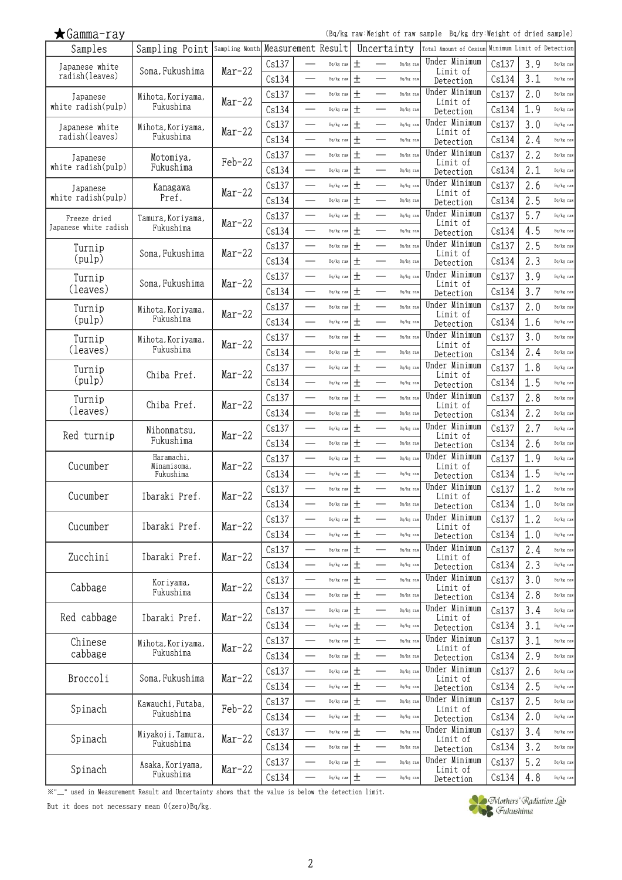★Gamma-ray

(Bq/kg raw:Weight of raw sample Bq/kg dry:Weight of dried sample)

| Samples | Sampling Point | Sampling Month | Measurement Result | | | Uncertainty | | Total Amount of Cesium | Minimum Limit of Detection | | |
|---|---|---|---|---|---|---|---|---|---|---|---|
| Japanese white radish(leaves) | Soma, Fukushima | Mar-22 | Cs137 | — | Bq/kg raw | ± — | Bq/kg raw | Under Minimum Limit of Detection | Cs137 | 3.9 | Bq/kg raw |
| | | | Cs134 | — | Bq/kg raw | ± — | Bq/kg raw | | Cs134 | 3.1 | Bq/kg raw |
| Japanese white radish(pulp) | Mihota, Koriyama, Fukushima | Mar-22 | Cs137 | — | Bq/kg raw | ± — | Bq/kg raw | Under Minimum Limit of Detection | Cs137 | 2.0 | Bq/kg raw |
| | | | Cs134 | — | Bq/kg raw | ± — | Bq/kg raw | | Cs134 | 1.9 | Bq/kg raw |
| Japanese white radish(leaves) | Mihota, Koriyama, Fukushima | Mar-22 | Cs137 | — | Bq/kg raw | ± — | Bq/kg raw | Under Minimum Limit of Detection | Cs137 | 3.0 | Bq/kg raw |
| | | | Cs134 | — | Bq/kg raw | ± — | Bq/kg raw | | Cs134 | 2.4 | Bq/kg raw |
| Japanese white radish(pulp) | Motomiya, Fukushima | Feb-22 | Cs137 | — | Bq/kg raw | ± — | Bq/kg raw | Under Minimum Limit of Detection | Cs137 | 2.2 | Bq/kg raw |
| | | | Cs134 | — | Bq/kg raw | ± — | Bq/kg raw | | Cs134 | 2.1 | Bq/kg raw |
| Japanese white radish(pulp) | Kanagawa Pref. | Mar-22 | Cs137 | — | Bq/kg raw | ± — | Bq/kg raw | Under Minimum Limit of Detection | Cs137 | 2.6 | Bq/kg raw |
| | | | Cs134 | — | Bq/kg raw | ± — | Bq/kg raw | | Cs134 | 2.5 | Bq/kg raw |
| Freeze dried Japanese white radish | Tamura, Koriyama, Fukushima | Mar-22 | Cs137 | — | Bq/kg raw | ± — | Bq/kg raw | Under Minimum Limit of Detection | Cs137 | 5.7 | Bq/kg raw |
| | | | Cs134 | — | Bq/kg raw | ± — | Bq/kg raw | | Cs134 | 4.5 | Bq/kg raw |
| Turnip (pulp) | Soma, Fukushima | Mar-22 | Cs137 | — | Bq/kg raw | ± — | Bq/kg raw | Under Minimum Limit of Detection | Cs137 | 2.5 | Bq/kg raw |
| | | | Cs134 | — | Bq/kg raw | ± — | Bq/kg raw | | Cs134 | 2.3 | Bq/kg raw |
| Turnip (leaves) | Soma, Fukushima | Mar-22 | Cs137 | — | Bq/kg raw | ± — | Bq/kg raw | Under Minimum Limit of Detection | Cs137 | 3.9 | Bq/kg raw |
| | | | Cs134 | — | Bq/kg raw | ± — | Bq/kg raw | | Cs134 | 3.7 | Bq/kg raw |
| Turnip (pulp) | Mihota, Koriyama, Fukushima | Mar-22 | Cs137 | — | Bq/kg raw | ± — | Bq/kg raw | Under Minimum Limit of Detection | Cs137 | 2.0 | Bq/kg raw |
| | | | Cs134 | — | Bq/kg raw | ± — | Bq/kg raw | | Cs134 | 1.6 | Bq/kg raw |
| Turnip (leaves) | Mihota, Koriyama, Fukushima | Mar-22 | Cs137 | — | Bq/kg raw | ± — | Bq/kg raw | Under Minimum Limit of Detection | Cs137 | 3.0 | Bq/kg raw |
| | | | Cs134 | — | Bq/kg raw | ± — | Bq/kg raw | | Cs134 | 2.4 | Bq/kg raw |
| Turnip (pulp) | Chiba Pref. | Mar-22 | Cs137 | — | Bq/kg raw | ± — | Bq/kg raw | Under Minimum Limit of Detection | Cs137 | 1.8 | Bq/kg raw |
| | | | Cs134 | — | Bq/kg raw | ± — | Bq/kg raw | | Cs134 | 1.5 | Bq/kg raw |
| Turnip (leaves) | Chiba Pref. | Mar-22 | Cs137 | — | Bq/kg raw | ± — | Bq/kg raw | Under Minimum Limit of Detection | Cs137 | 2.8 | Bq/kg raw |
| | | | Cs134 | — | Bq/kg raw | ± — | Bq/kg raw | | Cs134 | 2.2 | Bq/kg raw |
| Red turnip | Nihonmatsu, Fukushima | Mar-22 | Cs137 | — | Bq/kg raw | ± — | Bq/kg raw | Under Minimum Limit of Detection | Cs137 | 2.7 | Bq/kg raw |
| | | | Cs134 | — | Bq/kg raw | ± — | Bq/kg raw | | Cs134 | 2.6 | Bq/kg raw |
| Cucumber | Haramachi, Minamisoma, Fukushima | Mar-22 | Cs137 | — | Bq/kg raw | ± — | Bq/kg raw | Under Minimum Limit of Detection | Cs137 | 1.9 | Bq/kg raw |
| | | | Cs134 | — | Bq/kg raw | ± — | Bq/kg raw | | Cs134 | 1.5 | Bq/kg raw |
| Cucumber | Ibaraki Pref. | Mar-22 | Cs137 | — | Bq/kg raw | ± — | Bq/kg raw | Under Minimum Limit of Detection | Cs137 | 1.2 | Bq/kg raw |
| | | | Cs134 | — | Bq/kg raw | ± — | Bq/kg raw | | Cs134 | 1.0 | Bq/kg raw |
| Cucumber | Ibaraki Pref. | Mar-22 | Cs137 | — | Bq/kg raw | ± — | Bq/kg raw | Under Minimum Limit of Detection | Cs137 | 1.2 | Bq/kg raw |
| | | | Cs134 | — | Bq/kg raw | ± — | Bq/kg raw | | Cs134 | 1.0 | Bq/kg raw |
| Zucchini | Ibaraki Pref. | Mar-22 | Cs137 | — | Bq/kg raw | ± — | Bq/kg raw | Under Minimum Limit of Detection | Cs137 | 2.4 | Bq/kg raw |
| | | | Cs134 | — | Bq/kg raw | ± — | Bq/kg raw | | Cs134 | 2.3 | Bq/kg raw |
| Cabbage | Koriyama, Fukushima | Mar-22 | Cs137 | — | Bq/kg raw | ± — | Bq/kg raw | Under Minimum Limit of Detection | Cs137 | 3.0 | Bq/kg raw |
| | | | Cs134 | — | Bq/kg raw | ± — | Bq/kg raw | | Cs134 | 2.8 | Bq/kg raw |
| Red cabbage | Ibaraki Pref. | Mar-22 | Cs137 | — | Bq/kg raw | ± — | Bq/kg raw | Under Minimum Limit of Detection | Cs137 | 3.4 | Bq/kg raw |
| | | | Cs134 | — | Bq/kg raw | ± — | Bq/kg raw | | Cs134 | 3.1 | Bq/kg raw |
| Chinese cabbage | Mihota, Koriyama, Fukushima | Mar-22 | Cs137 | — | Bq/kg raw | ± — | Bq/kg raw | Under Minimum Limit of Detection | Cs137 | 3.1 | Bq/kg raw |
| | | | Cs134 | — | Bq/kg raw | ± — | Bq/kg raw | | Cs134 | 2.9 | Bq/kg raw |
| Broccoli | Soma, Fukushima | Mar-22 | Cs137 | — | Bq/kg raw | ± — | Bq/kg raw | Under Minimum Limit of Detection | Cs137 | 2.6 | Bq/kg raw |
| | | | Cs134 | — | Bq/kg raw | ± — | Bq/kg raw | | Cs134 | 2.5 | Bq/kg raw |
| Spinach | Kawauchi, Futaba, Fukushima | Feb-22 | Cs137 | — | Bq/kg raw | ± — | Bq/kg raw | Under Minimum Limit of Detection | Cs137 | 2.5 | Bq/kg raw |
| | | | Cs134 | — | Bq/kg raw | ± — | Bq/kg raw | | Cs134 | 2.0 | Bq/kg raw |
| Spinach | Miyakoji, Tamura, Fukushima | Mar-22 | Cs137 | — | Bq/kg raw | ± — | Bq/kg raw | Under Minimum Limit of Detection | Cs137 | 3.4 | Bq/kg raw |
| | | | Cs134 | — | Bq/kg raw | ± — | Bq/kg raw | | Cs134 | 3.2 | Bq/kg raw |
| Spinach | Asaka, Koriyama, Fukushima | Mar-22 | Cs137 | — | Bq/kg raw | ± — | Bq/kg raw | Under Minimum Limit of Detection | Cs137 | 5.2 | Bq/kg raw |
| | | | Cs134 | — | Bq/kg raw | ± — | Bq/kg raw | | Cs134 | 4.8 | Bq/kg raw |

※"—" used in Measurement Result and Uncertainty shows that the value is below the detection limit.
But it does not necessary mean 0(zero)Bq/kg.

Mothers' Radiation Lab Fukushima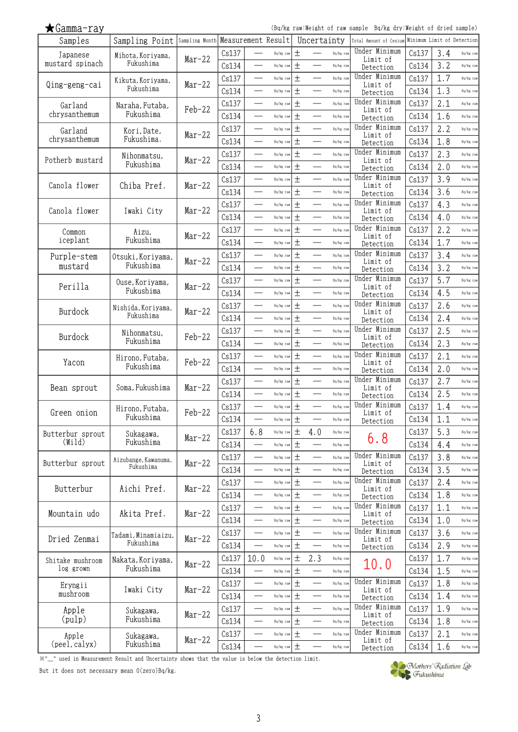★Gamma-ray

(Bq/kg raw:Weight of raw sample Bq/kg dry:Weight of dried sample)

| Samples | Sampling Point | Sampling Month | Measurement Result | | | Uncertainty | | | Total Amount of Cesium | Minimum Limit of Detection | | |
|---|---|---|---|---|---|---|---|---|---|---|---|---|
| Japanese mustard spinach | Mihota, Koriyama, Fukushima | Mar-22 | Cs137 | — | Bq/kg raw | ± | — | Bq/kg raw | Under Minimum Limit of Detection | Cs137 | 3.4 | Bq/kg raw |
| | | | Cs134 | — | Bq/kg raw | ± | — | Bq/kg raw | | Cs134 | 3.2 | Bq/kg raw |
| Qing-geng-cai | Kikuta, Koriyama, Fukushima | Mar-22 | Cs137 | — | Bq/kg raw | ± | — | Bq/kg raw | Under Minimum Limit of Detection | Cs137 | 1.7 | Bq/kg raw |
| | | | Cs134 | — | Bq/kg raw | ± | — | Bq/kg raw | | Cs134 | 1.3 | Bq/kg raw |
| Garland chrysanthemum | Naraha, Futaba, Fukushima | Feb-22 | Cs137 | — | Bq/kg raw | ± | — | Bq/kg raw | Under Minimum Limit of Detection | Cs137 | 2.1 | Bq/kg raw |
| | | | Cs134 | — | Bq/kg raw | ± | — | Bq/kg raw | | Cs134 | 1.6 | Bq/kg raw |
| Garland chrysanthemum | Kori, Date, Fukushima. | Mar-22 | Cs137 | — | Bq/kg raw | ± | — | Bq/kg raw | Under Minimum Limit of Detection | Cs137 | 2.2 | Bq/kg raw |
| | | | Cs134 | — | Bq/kg raw | ± | — | Bq/kg raw | | Cs134 | 1.8 | Bq/kg raw |
| Potherb mustard | Nihonmatsu, Fukushima | Mar-22 | Cs137 | — | Bq/kg raw | ± | — | Bq/kg raw | Under Minimum Limit of Detection | Cs137 | 2.3 | Bq/kg raw |
| | | | Cs134 | — | Bq/kg raw | ± | — | Bq/kg raw | | Cs134 | 2.0 | Bq/kg raw |
| Canola flower | Chiba Pref. | Mar-22 | Cs137 | — | Bq/kg raw | ± | — | Bq/kg raw | Under Minimum Limit of Detection | Cs137 | 3.9 | Bq/kg raw |
| | | | Cs134 | — | Bq/kg raw | ± | — | Bq/kg raw | | Cs134 | 3.6 | Bq/kg raw |
| Canola flower | Iwaki City | Mar-22 | Cs137 | — | Bq/kg raw | ± | — | Bq/kg raw | Under Minimum Limit of Detection | Cs137 | 4.3 | Bq/kg raw |
| | | | Cs134 | — | Bq/kg raw | ± | — | Bq/kg raw | | Cs134 | 4.0 | Bq/kg raw |
| Common iceplant | Aizu, Fukushima | Mar-22 | Cs137 | — | Bq/kg raw | ± | — | Bq/kg raw | Under Minimum Limit of Detection | Cs137 | 2.2 | Bq/kg raw |
| | | | Cs134 | — | Bq/kg raw | ± | — | Bq/kg raw | | Cs134 | 1.7 | Bq/kg raw |
| Purple-stem mustard | Otsuki, Koriyama, Fukushima | Mar-22 | Cs137 | — | Bq/kg raw | ± | — | Bq/kg raw | Under Minimum Limit of Detection | Cs137 | 3.4 | Bq/kg raw |
| | | | Cs134 | — | Bq/kg raw | ± | — | Bq/kg raw | | Cs134 | 3.2 | Bq/kg raw |
| Perilla | Ouse, Koriyama, Fukushima | Mar-22 | Cs137 | — | Bq/kg raw | ± | — | Bq/kg raw | Under Minimum Limit of Detection | Cs137 | 5.7 | Bq/kg raw |
| | | | Cs134 | — | Bq/kg raw | ± | — | Bq/kg raw | | Cs134 | 4.5 | Bq/kg raw |
| Burdock | Nishida, Koriyama, Fukushima | Mar-22 | Cs137 | — | Bq/kg raw | ± | — | Bq/kg raw | Under Minimum Limit of Detection | Cs137 | 2.6 | Bq/kg raw |
| | | | Cs134 | — | Bq/kg raw | ± | — | Bq/kg raw | | Cs134 | 2.4 | Bq/kg raw |
| Burdock | Nihonmatsu, Fukushima | Feb-22 | Cs137 | — | Bq/kg raw | ± | — | Bq/kg raw | Under Minimum Limit of Detection | Cs137 | 2.5 | Bq/kg raw |
| | | | Cs134 | — | Bq/kg raw | ± | — | Bq/kg raw | | Cs134 | 2.3 | Bq/kg raw |
| Yacon | Hirono, Futaba, Fukushima | Feb-22 | Cs137 | — | Bq/kg raw | ± | — | Bq/kg raw | Under Minimum Limit of Detection | Cs137 | 2.1 | Bq/kg raw |
| | | | Cs134 | — | Bq/kg raw | ± | — | Bq/kg raw | | Cs134 | 2.0 | Bq/kg raw |
| Bean sprout | Soma, Fukushima | Mar-22 | Cs137 | — | Bq/kg raw | ± | — | Bq/kg raw | Under Minimum Limit of Detection | Cs137 | 2.7 | Bq/kg raw |
| | | | Cs134 | — | Bq/kg raw | ± | — | Bq/kg raw | | Cs134 | 2.5 | Bq/kg raw |
| Green onion | Hirono, Futaba, Fukushima | Feb-22 | Cs137 | — | Bq/kg raw | ± | — | Bq/kg raw | Under Minimum Limit of Detection | Cs137 | 1.4 | Bq/kg raw |
| | | | Cs134 | — | Bq/kg raw | ± | — | Bq/kg raw | | Cs134 | 1.1 | Bq/kg raw |
| Butterbur sprout (Wild) | Sukagawa, Fukushima | Mar-22 | Cs137 | 6.8 | Bq/kg raw | ± | 4.0 | Bq/kg raw | 6.8 | Cs137 | 5.3 | Bq/kg raw |
| | | | Cs134 | — | Bq/kg raw | ± | — | Bq/kg raw | | Cs134 | 4.4 | Bq/kg raw |
| Butterbur sprout | Aizubange, Kawanuma, Fukushima | Mar-22 | Cs137 | — | Bq/kg raw | ± | — | Bq/kg raw | Under Minimum Limit of Detection | Cs137 | 3.8 | Bq/kg raw |
| | | | Cs134 | — | Bq/kg raw | ± | — | Bq/kg raw | | Cs134 | 3.5 | Bq/kg raw |
| Butterbur | Aichi Pref. | Mar-22 | Cs137 | — | Bq/kg raw | ± | — | Bq/kg raw | Under Minimum Limit of Detection | Cs137 | 2.4 | Bq/kg raw |
| | | | Cs134 | — | Bq/kg raw | ± | — | Bq/kg raw | | Cs134 | 1.8 | Bq/kg raw |
| Mountain udo | Akita Pref. | Mar-22 | Cs137 | — | Bq/kg raw | ± | — | Bq/kg raw | Under Minimum Limit of Detection | Cs137 | 1.1 | Bq/kg raw |
| | | | Cs134 | — | Bq/kg raw | ± | — | Bq/kg raw | | Cs134 | 1.0 | Bq/kg raw |
| Dried Zenmai | Tadami, Minamiaizu, Fukushima | Mar-22 | Cs137 | — | Bq/kg raw | ± | — | Bq/kg raw | Under Minimum Limit of Detection | Cs137 | 3.6 | Bq/kg raw |
| | | | Cs134 | — | Bq/kg raw | ± | — | Bq/kg raw | | Cs134 | 2.9 | Bq/kg raw |
| Shitake mushroom log grown | Nakata, Koriyama, Fukushima | Mar-22 | Cs137 | 10.0 | Bq/kg raw | ± | 2.3 | Bq/kg raw | 10.0 | Cs137 | 1.7 | Bq/kg raw |
| | | | Cs134 | — | Bq/kg raw | ± | — | Bq/kg raw | | Cs134 | 1.5 | Bq/kg raw |
| Eryngii mushroom | Iwaki City | Mar-22 | Cs137 | — | Bq/kg raw | ± | — | Bq/kg raw | Under Minimum Limit of Detection | Cs137 | 1.8 | Bq/kg raw |
| | | | Cs134 | — | Bq/kg raw | ± | — | Bq/kg raw | | Cs134 | 1.4 | Bq/kg raw |
| Apple (pulp) | Sukagawa, Fukushima | Mar-22 | Cs137 | — | Bq/kg raw | ± | — | Bq/kg raw | Under Minimum Limit of Detection | Cs137 | 1.9 | Bq/kg raw |
| | | | Cs134 | — | Bq/kg raw | ± | — | Bq/kg raw | | Cs134 | 1.8 | Bq/kg raw |
| Apple (peel, calyx) | Sukagawa, Fukushima | Mar-22 | Cs137 | — | Bq/kg raw | ± | — | Bq/kg raw | Under Minimum Limit of Detection | Cs137 | 2.1 | Bq/kg raw |
| | | | Cs134 | — | Bq/kg raw | ± | — | Bq/kg raw | | Cs134 | 1.6 | Bq/kg raw |

※"—" used in Measurement Result and Uncertainty shows that the value is below the detection limit.
But it does not necessary mean 0(zero)Bq/kg.

Mothers' Radiation Lab Fukushima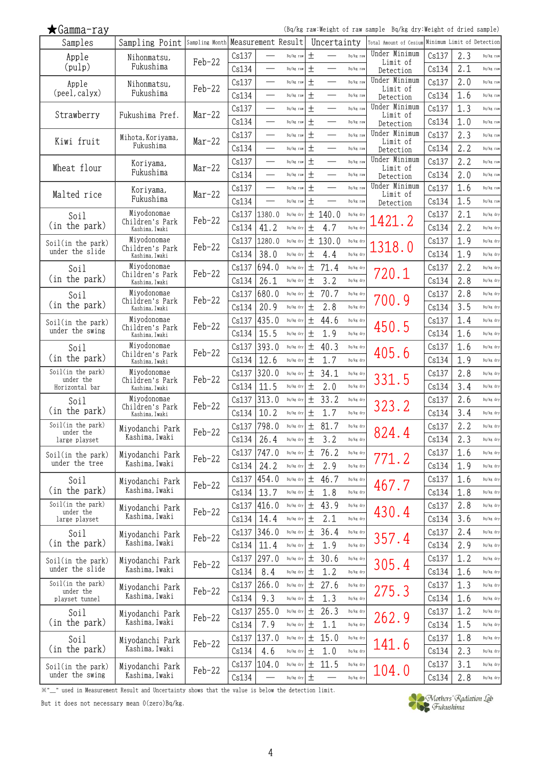## ★Gamma-ray

(Bq/kg raw:Weight of raw sample　Bq/kg dry:Weight of dried sample)

| Samples | Sampling Point | Sampling Month | Measurement Result | | | Uncertainty | | Total Amount of Cesium | Minimum Limit of Detection | | |
|---|---|---|---|---|---|---|---|---|---|---|---|
| Apple (pulp) | Nihonmatsu, Fukushima | Feb-22 | Cs137 | — | Bq/kg raw | ± — | Bq/kg raw | Under Minimum Limit of Detection | Cs137 | 2.3 | Bq/kg raw |
| | | | Cs134 | — | Bq/kg raw | ± — | Bq/kg raw | | Cs134 | 2.1 | Bq/kg raw |
| Apple (peel, calyx) | Nihonmatsu, Fukushima | Feb-22 | Cs137 | — | Bq/kg raw | ± — | Bq/kg raw | Under Minimum Limit of Detection | Cs137 | 2.0 | Bq/kg raw |
| | | | Cs134 | — | Bq/kg raw | ± — | Bq/kg raw | | Cs134 | 1.6 | Bq/kg raw |
| Strawberry | Fukushima Pref. | Mar-22 | Cs137 | — | Bq/kg raw | ± — | Bq/kg raw | Under Minimum Limit of Detection | Cs137 | 1.3 | Bq/kg raw |
| | | | Cs134 | — | Bq/kg raw | ± — | Bq/kg raw | | Cs134 | 1.0 | Bq/kg raw |
| Kiwi fruit | Mihota, Koriyama, Fukushima | Mar-22 | Cs137 | — | Bq/kg raw | ± — | Bq/kg raw | Under Minimum Limit of Detection | Cs137 | 2.3 | Bq/kg raw |
| | | | Cs134 | — | Bq/kg raw | ± — | Bq/kg raw | | Cs134 | 2.2 | Bq/kg raw |
| Wheat flour | Koriyama, Fukushima | Mar-22 | Cs137 | — | Bq/kg raw | ± — | Bq/kg raw | Under Minimum Limit of Detection | Cs137 | 2.2 | Bq/kg raw |
| | | | Cs134 | — | Bq/kg raw | ± — | Bq/kg raw | | Cs134 | 2.0 | Bq/kg raw |
| Malted rice | Koriyama, Fukushima | Mar-22 | Cs137 | — | Bq/kg raw | ± — | Bq/kg raw | Under Minimum Limit of Detection | Cs137 | 1.6 | Bq/kg raw |
| | | | Cs134 | — | Bq/kg raw | ± — | Bq/kg raw | | Cs134 | 1.5 | Bq/kg raw |
| Soil (in the park) | Miyodonomae Children's Park Kashima, Iwaki | Feb-22 | Cs137 | 1380.0 | Bq/kg dry | ± 140.0 | Bq/kg dry | 1421.2 | Cs137 | 2.1 | Bq/kg dry |
| | | | Cs134 | 41.2 | Bq/kg dry | ± 4.7 | Bq/kg dry | | Cs134 | 2.2 | Bq/kg dry |
| Soil(in the park) under the slide | Miyodonomae Children's Park Kashima, Iwaki | Feb-22 | Cs137 | 1280.0 | Bq/kg dry | ± 130.0 | Bq/kg dry | 1318.0 | Cs137 | 1.9 | Bq/kg dry |
| | | | Cs134 | 38.0 | Bq/kg dry | ± 4.4 | Bq/kg dry | | Cs134 | 1.9 | Bq/kg dry |
| Soil (in the park) | Miyodonomae Children's Park Kashima, Iwaki | Feb-22 | Cs137 | 694.0 | Bq/kg dry | ± 71.4 | Bq/kg dry | 720.1 | Cs137 | 2.2 | Bq/kg dry |
| | | | Cs134 | 26.1 | Bq/kg dry | ± 3.2 | Bq/kg dry | | Cs134 | 2.8 | Bq/kg dry |
| Soil (in the park) | Miyodonomae Children's Park Kashima, Iwaki | Feb-22 | Cs137 | 680.0 | Bq/kg dry | ± 70.7 | Bq/kg dry | 700.9 | Cs137 | 2.8 | Bq/kg dry |
| | | | Cs134 | 20.9 | Bq/kg dry | ± 2.8 | Bq/kg dry | | Cs134 | 3.5 | Bq/kg dry |
| Soil(in the park) under the swing | Miyodonomae Children's Park Kashima, Iwaki | Feb-22 | Cs137 | 435.0 | Bq/kg dry | ± 44.6 | Bq/kg dry | 450.5 | Cs137 | 1.4 | Bq/kg dry |
| | | | Cs134 | 15.5 | Bq/kg dry | ± 1.9 | Bq/kg dry | | Cs134 | 1.6 | Bq/kg dry |
| Soil (in the park) | Miyodonomae Children's Park Kashima, Iwaki | Feb-22 | Cs137 | 393.0 | Bq/kg dry | ± 40.3 | Bq/kg dry | 405.6 | Cs137 | 1.6 | Bq/kg dry |
| | | | Cs134 | 12.6 | Bq/kg dry | ± 1.7 | Bq/kg dry | | Cs134 | 1.9 | Bq/kg dry |
| Soil(in the park) under the Horizontal bar | Miyodonomae Children's Park Kashima, Iwaki | Feb-22 | Cs137 | 320.0 | Bq/kg dry | ± 34.1 | Bq/kg dry | 331.5 | Cs137 | 2.8 | Bq/kg dry |
| | | | Cs134 | 11.5 | Bq/kg dry | ± 2.0 | Bq/kg dry | | Cs134 | 3.4 | Bq/kg dry |
| Soil (in the park) | Miyodonomae Children's Park Kashima, Iwaki | Feb-22 | Cs137 | 313.0 | Bq/kg dry | ± 33.2 | Bq/kg dry | 323.2 | Cs137 | 2.6 | Bq/kg dry |
| | | | Cs134 | 10.2 | Bq/kg dry | ± 1.7 | Bq/kg dry | | Cs134 | 3.4 | Bq/kg dry |
| Soil(in the park) under the large playset | Miyodanchi Park Kashima, Iwaki | Feb-22 | Cs137 | 798.0 | Bq/kg dry | ± 81.7 | Bq/kg dry | 824.4 | Cs137 | 2.2 | Bq/kg dry |
| | | | Cs134 | 26.4 | Bq/kg dry | ± 3.2 | Bq/kg dry | | Cs134 | 2.3 | Bq/kg dry |
| Soil(in the park) under the tree | Miyodanchi Park Kashima, Iwaki | Feb-22 | Cs137 | 747.0 | Bq/kg dry | ± 76.2 | Bq/kg dry | 771.2 | Cs137 | 1.6 | Bq/kg dry |
| | | | Cs134 | 24.2 | Bq/kg dry | ± 2.9 | Bq/kg dry | | Cs134 | 1.9 | Bq/kg dry |
| Soil (in the park) | Miyodanchi Park Kashima, Iwaki | Feb-22 | Cs137 | 454.0 | Bq/kg dry | ± 46.7 | Bq/kg dry | 467.7 | Cs137 | 1.6 | Bq/kg dry |
| | | | Cs134 | 13.7 | Bq/kg dry | ± 1.8 | Bq/kg dry | | Cs134 | 1.8 | Bq/kg dry |
| Soil(in the park) under the large playset | Miyodanchi Park Kashima, Iwaki | Feb-22 | Cs137 | 416.0 | Bq/kg dry | ± 43.9 | Bq/kg dry | 430.4 | Cs137 | 2.8 | Bq/kg dry |
| | | | Cs134 | 14.4 | Bq/kg dry | ± 2.1 | Bq/kg dry | | Cs134 | 3.6 | Bq/kg dry |
| Soil (in the park) | Miyodanchi Park Kashima, Iwaki | Feb-22 | Cs137 | 346.0 | Bq/kg dry | ± 36.4 | Bq/kg dry | 357.4 | Cs137 | 2.4 | Bq/kg dry |
| | | | Cs134 | 11.4 | Bq/kg dry | ± 1.9 | Bq/kg dry | | Cs134 | 2.9 | Bq/kg dry |
| Soil(in the park) under the slide | Miyodanchi Park Kashima, Iwaki | Feb-22 | Cs137 | 297.0 | Bq/kg dry | ± 30.6 | Bq/kg dry | 305.4 | Cs137 | 1.2 | Bq/kg dry |
| | | | Cs134 | 8.4 | Bq/kg dry | ± 1.2 | Bq/kg dry | | Cs134 | 1.6 | Bq/kg dry |
| Soil(in the park) under the playset tunnel | Miyodanchi Park Kashima, Iwaki | Feb-22 | Cs137 | 266.0 | Bq/kg dry | ± 27.6 | Bq/kg dry | 275.3 | Cs137 | 1.3 | Bq/kg dry |
| | | | Cs134 | 9.3 | Bq/kg dry | ± 1.3 | Bq/kg dry | | Cs134 | 1.6 | Bq/kg dry |
| Soil (in the park) | Miyodanchi Park Kashima, Iwaki | Feb-22 | Cs137 | 255.0 | Bq/kg dry | ± 26.3 | Bq/kg dry | 262.9 | Cs137 | 1.2 | Bq/kg dry |
| | | | Cs134 | 7.9 | Bq/kg dry | ± 1.1 | Bq/kg dry | | Cs134 | 1.5 | Bq/kg dry |
| Soil (in the park) | Miyodanchi Park Kashima, Iwaki | Feb-22 | Cs137 | 137.0 | Bq/kg dry | ± 15.0 | Bq/kg dry | 141.6 | Cs137 | 1.8 | Bq/kg dry |
| | | | Cs134 | 4.6 | Bq/kg dry | ± 1.0 | Bq/kg dry | | Cs134 | 2.3 | Bq/kg dry |
| Soil(in the park) under the swing | Miyodanchi Park Kashima, Iwaki | Feb-22 | Cs137 | 104.0 | Bq/kg dry | ± 11.5 | Bq/kg dry | 104.0 | Cs137 | 3.1 | Bq/kg dry |
| | | | Cs134 | — | Bq/kg dry | ± — | Bq/kg dry | | Cs134 | 2.8 | Bq/kg dry |

※"—" used in Measurement Result and Uncertainty shows that the value is below the detection limit.

But it does not necessary mean 0(zero)Bq/kg.

Mothers' Radiation Lab Fukushima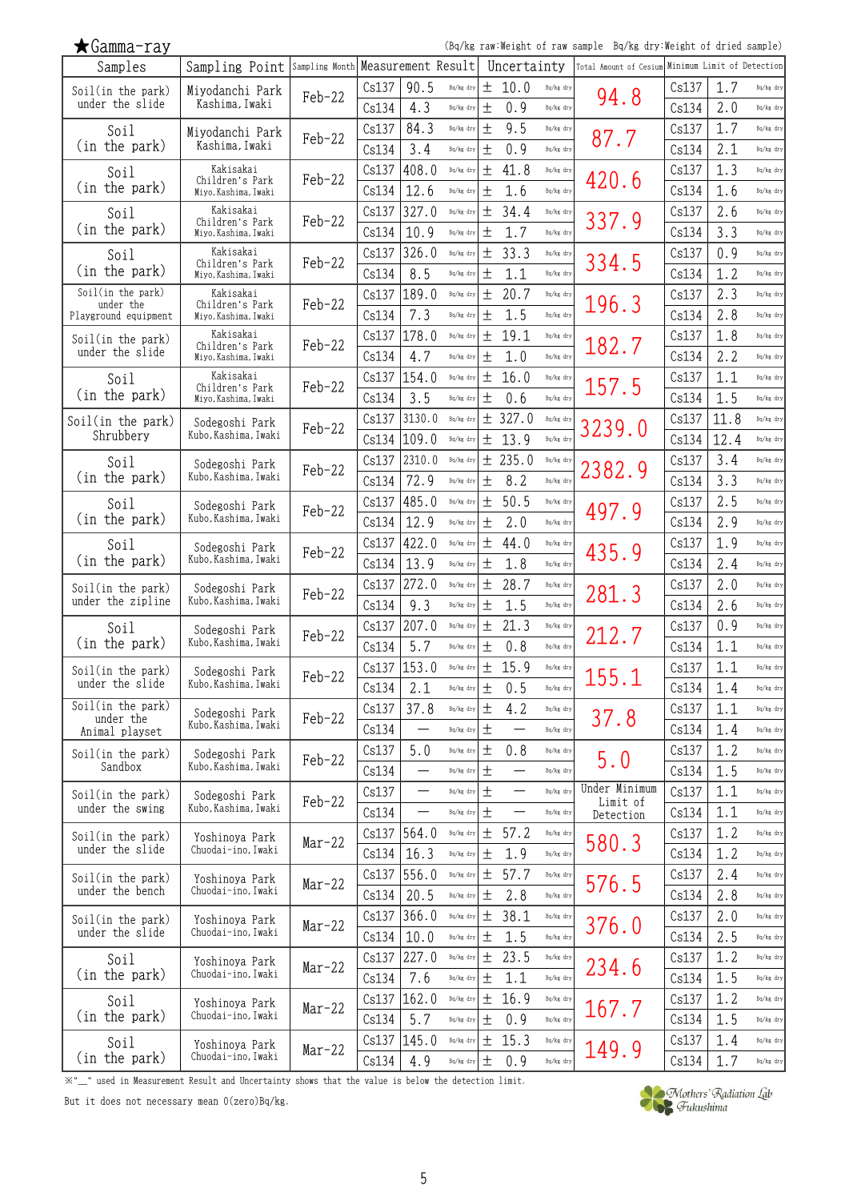★Gamma-ray

(Bq/kg raw:Weight of raw sample　Bq/kg dry:Weight of dried sample)

| Samples | Sampling Point | Sampling Month | Measurement Result | | | Uncertainty | | Total Amount of Cesium | Minimum Limit of Detection | | |
|---|---|---|---|---|---|---|---|---|---|---|---|
| Soil(in the park) under the slide | Miyodanchi Park Kashima, Iwaki | Feb-22 | Cs137 | 90.5 | Bq/kg dry | ± 10.0 | Bq/kg dry | 94.8 | Cs137 | 1.7 | Bq/kg dry |
| | | | Cs134 | 4.3 | Bq/kg dry | ± 0.9 | Bq/kg dry | | Cs134 | 2.0 | Bq/kg dry |
| Soil (in the park) | Miyodanchi Park Kashima, Iwaki | Feb-22 | Cs137 | 84.3 | Bq/kg dry | ± 9.5 | Bq/kg dry | 87.7 | Cs137 | 1.7 | Bq/kg dry |
| | | | Cs134 | 3.4 | Bq/kg dry | ± 0.9 | Bq/kg dry | | Cs134 | 2.1 | Bq/kg dry |
| Soil (in the park) | Kakisakai Children's Park Miyo, Kashima, Iwaki | Feb-22 | Cs137 | 408.0 | Bq/kg dry | ± 41.8 | Bq/kg dry | 420.6 | Cs137 | 1.3 | Bq/kg dry |
| | | | Cs134 | 12.6 | Bq/kg dry | ± 1.6 | Bq/kg dry | | Cs134 | 1.6 | Bq/kg dry |
| Soil (in the park) | Kakisakai Children's Park Miyo, Kashima, Iwaki | Feb-22 | Cs137 | 327.0 | Bq/kg dry | ± 34.4 | Bq/kg dry | 337.9 | Cs137 | 2.6 | Bq/kg dry |
| | | | Cs134 | 10.9 | Bq/kg dry | ± 1.7 | Bq/kg dry | | Cs134 | 3.3 | Bq/kg dry |
| Soil (in the park) | Kakisakai Children's Park Miyo, Kashima, Iwaki | Feb-22 | Cs137 | 326.0 | Bq/kg dry | ± 33.3 | Bq/kg dry | 334.5 | Cs137 | 0.9 | Bq/kg dry |
| | | | Cs134 | 8.5 | Bq/kg dry | ± 1.1 | Bq/kg dry | | Cs134 | 1.2 | Bq/kg dry |
| Soil(in the park) under the Playground equipment | Kakisakai Children's Park Miyo, Kashima, Iwaki | Feb-22 | Cs137 | 189.0 | Bq/kg dry | ± 20.7 | Bq/kg dry | 196.3 | Cs137 | 2.3 | Bq/kg dry |
| | | | Cs134 | 7.3 | Bq/kg dry | ± 1.5 | Bq/kg dry | | Cs134 | 2.8 | Bq/kg dry |
| Soil(in the park) under the slide | Kakisakai Children's Park Miyo, Kashima, Iwaki | Feb-22 | Cs137 | 178.0 | Bq/kg dry | ± 19.1 | Bq/kg dry | 182.7 | Cs137 | 1.8 | Bq/kg dry |
| | | | Cs134 | 4.7 | Bq/kg dry | ± 1.0 | Bq/kg dry | | Cs134 | 2.2 | Bq/kg dry |
| Soil (in the park) | Kakisakai Children's Park Miyo, Kashima, Iwaki | Feb-22 | Cs137 | 154.0 | Bq/kg dry | ± 16.0 | Bq/kg dry | 157.5 | Cs137 | 1.1 | Bq/kg dry |
| | | | Cs134 | 3.5 | Bq/kg dry | ± 0.6 | Bq/kg dry | | Cs134 | 1.5 | Bq/kg dry |
| Soil(in the park) Shrubbery | Sodegoshi Park Kubo, Kashima, Iwaki | Feb-22 | Cs137 | 3130.0 | Bq/kg dry | ± 327.0 | Bq/kg dry | 3239.0 | Cs137 | 11.8 | Bq/kg dry |
| | | | Cs134 | 109.0 | Bq/kg dry | ± 13.9 | Bq/kg dry | | Cs134 | 12.4 | Bq/kg dry |
| Soil (in the park) | Sodegoshi Park Kubo, Kashima, Iwaki | Feb-22 | Cs137 | 2310.0 | Bq/kg dry | ± 235.0 | Bq/kg dry | 2382.9 | Cs137 | 3.4 | Bq/kg dry |
| | | | Cs134 | 72.9 | Bq/kg dry | ± 8.2 | Bq/kg dry | | Cs134 | 3.3 | Bq/kg dry |
| Soil (in the park) | Sodegoshi Park Kubo, Kashima, Iwaki | Feb-22 | Cs137 | 485.0 | Bq/kg dry | ± 50.5 | Bq/kg dry | 497.9 | Cs137 | 2.5 | Bq/kg dry |
| | | | Cs134 | 12.9 | Bq/kg dry | ± 2.0 | Bq/kg dry | | Cs134 | 2.9 | Bq/kg dry |
| Soil (in the park) | Sodegoshi Park Kubo, Kashima, Iwaki | Feb-22 | Cs137 | 422.0 | Bq/kg dry | ± 44.0 | Bq/kg dry | 435.9 | Cs137 | 1.9 | Bq/kg dry |
| | | | Cs134 | 13.9 | Bq/kg dry | ± 1.8 | Bq/kg dry | | Cs134 | 2.4 | Bq/kg dry |
| Soil(in the park) under the zipline | Sodegoshi Park Kubo, Kashima, Iwaki | Feb-22 | Cs137 | 272.0 | Bq/kg dry | ± 28.7 | Bq/kg dry | 281.3 | Cs137 | 2.0 | Bq/kg dry |
| | | | Cs134 | 9.3 | Bq/kg dry | ± 1.5 | Bq/kg dry | | Cs134 | 2.6 | Bq/kg dry |
| Soil (in the park) | Sodegoshi Park Kubo, Kashima, Iwaki | Feb-22 | Cs137 | 207.0 | Bq/kg dry | ± 21.3 | Bq/kg dry | 212.7 | Cs137 | 0.9 | Bq/kg dry |
| | | | Cs134 | 5.7 | Bq/kg dry | ± 0.8 | Bq/kg dry | | Cs134 | 1.1 | Bq/kg dry |
| Soil(in the park) under the slide | Sodegoshi Park Kubo, Kashima, Iwaki | Feb-22 | Cs137 | 153.0 | Bq/kg dry | ± 15.9 | Bq/kg dry | 155.1 | Cs137 | 1.1 | Bq/kg dry |
| | | | Cs134 | 2.1 | Bq/kg dry | ± 0.5 | Bq/kg dry | | Cs134 | 1.4 | Bq/kg dry |
| Soil(in the park) under the Animal playset | Sodegoshi Park Kubo, Kashima, Iwaki | Feb-22 | Cs137 | 37.8 | Bq/kg dry | ± 4.2 | Bq/kg dry | 37.8 | Cs137 | 1.1 | Bq/kg dry |
| | | | Cs134 | — | Bq/kg dry | ± — | Bq/kg dry | | Cs134 | 1.4 | Bq/kg dry |
| Soil(in the park) Sandbox | Sodegoshi Park Kubo, Kashima, Iwaki | Feb-22 | Cs137 | 5.0 | Bq/kg dry | ± 0.8 | Bq/kg dry | 5.0 | Cs137 | 1.2 | Bq/kg dry |
| | | | Cs134 | — | Bq/kg dry | ± — | Bq/kg dry | | Cs134 | 1.5 | Bq/kg dry |
| Soil(in the park) under the swing | Sodegoshi Park Kubo, Kashima, Iwaki | Feb-22 | Cs137 | — | Bq/kg dry | ± — | Bq/kg dry | Under Minimum Limit of Detection | Cs137 | 1.1 | Bq/kg dry |
| | | | Cs134 | — | Bq/kg dry | ± — | Bq/kg dry | | Cs134 | 1.1 | Bq/kg dry |
| Soil(in the park) under the slide | Yoshinoya Park Chuodai-ino, Iwaki | Mar-22 | Cs137 | 564.0 | Bq/kg dry | ± 57.2 | Bq/kg dry | 580.3 | Cs137 | 1.2 | Bq/kg dry |
| | | | Cs134 | 16.3 | Bq/kg dry | ± 1.9 | Bq/kg dry | | Cs134 | 1.2 | Bq/kg dry |
| Soil(in the park) under the bench | Yoshinoya Park Chuodai-ino, Iwaki | Mar-22 | Cs137 | 556.0 | Bq/kg dry | ± 57.7 | Bq/kg dry | 576.5 | Cs137 | 2.4 | Bq/kg dry |
| | | | Cs134 | 20.5 | Bq/kg dry | ± 2.8 | Bq/kg dry | | Cs134 | 2.8 | Bq/kg dry |
| Soil(in the park) under the slide | Yoshinoya Park Chuodai-ino, Iwaki | Mar-22 | Cs137 | 366.0 | Bq/kg dry | ± 38.1 | Bq/kg dry | 376.0 | Cs137 | 2.0 | Bq/kg dry |
| | | | Cs134 | 10.0 | Bq/kg dry | ± 1.5 | Bq/kg dry | | Cs134 | 2.5 | Bq/kg dry |
| Soil (in the park) | Yoshinoya Park Chuodai-ino, Iwaki | Mar-22 | Cs137 | 227.0 | Bq/kg dry | ± 23.5 | Bq/kg dry | 234.6 | Cs137 | 1.2 | Bq/kg dry |
| | | | Cs134 | 7.6 | Bq/kg dry | ± 1.1 | Bq/kg dry | | Cs134 | 1.5 | Bq/kg dry |
| Soil (in the park) | Yoshinoya Park Chuodai-ino, Iwaki | Mar-22 | Cs137 | 162.0 | Bq/kg dry | ± 16.9 | Bq/kg dry | 167.7 | Cs137 | 1.2 | Bq/kg dry |
| | | | Cs134 | 5.7 | Bq/kg dry | ± 0.9 | Bq/kg dry | | Cs134 | 1.5 | Bq/kg dry |
| Soil (in the park) | Yoshinoya Park Chuodai-ino, Iwaki | Mar-22 | Cs137 | 145.0 | Bq/kg dry | ± 15.3 | Bq/kg dry | 149.9 | Cs137 | 1.4 | Bq/kg dry |
| | | | Cs134 | 4.9 | Bq/kg dry | ± 0.9 | Bq/kg dry | | Cs134 | 1.7 | Bq/kg dry |

※"—" used in Measurement Result and Uncertainty shows that the value is below the detection limit.

But it does not necessary mean 0(zero)Bq/kg.

Mothers' Radiation Lab Fukushima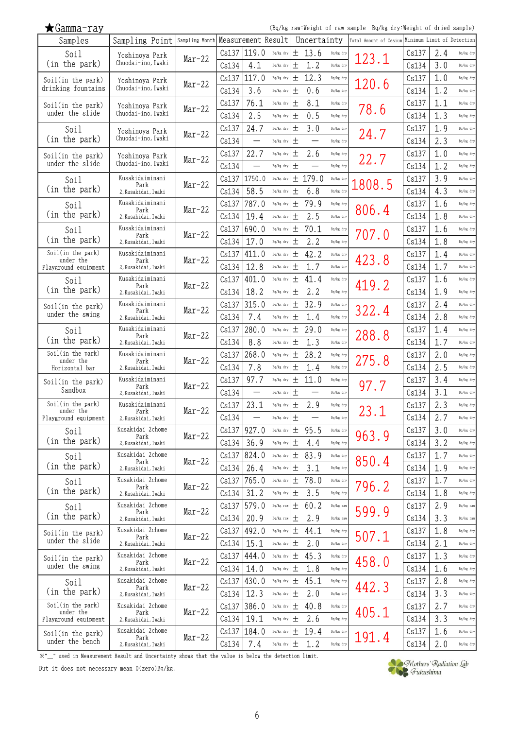## ★Gamma-ray

(Bq/kg raw:Weight of raw sample　Bq/kg dry:Weight of dried sample)

| Samples | Sampling Point | Sampling Month | Measurement Result | | | Uncertainty | | Total Amount of Cesium | Minimum Limit of Detection | | |
|---|---|---|---|---|---|---|---|---|---|---|---|
| Soil (in the park) | Yoshinoya Park Chuodai-ino, Iwaki | Mar-22 | Cs137 | 119.0 | Bq/kg dry | ± 13.6 | Bq/kg dry | 123.1 | Cs137 | 2.4 | Bq/kg dry |
| | | | Cs134 | 4.1 | Bq/kg dry | ± 1.2 | Bq/kg dry | | Cs134 | 3.0 | Bq/kg dry |
| Soil(in the park) drinking fountains | Yoshinoya Park Chuodai-ino, Iwaki | Mar-22 | Cs137 | 117.0 | Bq/kg dry | ± 12.3 | Bq/kg dry | 120.6 | Cs137 | 1.0 | Bq/kg dry |
| | | | Cs134 | 3.6 | Bq/kg dry | ± 0.6 | Bq/kg dry | | Cs134 | 1.2 | Bq/kg dry |
| Soil(in the park) under the slide | Yoshinoya Park Chuodai-ino, Iwaki | Mar-22 | Cs137 | 76.1 | Bq/kg dry | ± 8.1 | Bq/kg dry | 78.6 | Cs137 | 1.1 | Bq/kg dry |
| | | | Cs134 | 2.5 | Bq/kg dry | ± 0.5 | Bq/kg dry | | Cs134 | 1.3 | Bq/kg dry |
| Soil (in the park) | Yoshinoya Park Chuodai-ino, Iwaki | Mar-22 | Cs137 | 24.7 | Bq/kg dry | ± 3.0 | Bq/kg dry | 24.7 | Cs137 | 1.9 | Bq/kg dry |
| | | | Cs134 | — | Bq/kg dry | ± — | Bq/kg dry | | Cs134 | 2.3 | Bq/kg dry |
| Soil(in the park) under the slide | Yoshinoya Park Chuodai-ino, Iwaki | Mar-22 | Cs137 | 22.7 | Bq/kg dry | ± 2.6 | Bq/kg dry | 22.7 | Cs137 | 1.0 | Bq/kg dry |
| | | | Cs134 | — | Bq/kg dry | ± — | Bq/kg dry | | Cs134 | 1.2 | Bq/kg dry |
| Soil (in the park) | Kusakidaiminami Park 2,Kusakidai,Iwaki | Mar-22 | Cs137 | 1750.0 | Bq/kg dry | ± 179.0 | Bq/kg dry | 1808.5 | Cs137 | 3.9 | Bq/kg dry |
| | | | Cs134 | 58.5 | Bq/kg dry | ± 6.8 | Bq/kg dry | | Cs134 | 4.3 | Bq/kg dry |
| Soil (in the park) | Kusakidaiminami Park 2,Kusakidai,Iwaki | Mar-22 | Cs137 | 787.0 | Bq/kg dry | ± 79.9 | Bq/kg dry | 806.4 | Cs137 | 1.6 | Bq/kg dry |
| | | | Cs134 | 19.4 | Bq/kg dry | ± 2.5 | Bq/kg dry | | Cs134 | 1.8 | Bq/kg dry |
| Soil (in the park) | Kusakidaiminami Park 2,Kusakidai,Iwaki | Mar-22 | Cs137 | 690.0 | Bq/kg dry | ± 70.1 | Bq/kg dry | 707.0 | Cs137 | 1.6 | Bq/kg dry |
| | | | Cs134 | 17.0 | Bq/kg dry | ± 2.2 | Bq/kg dry | | Cs134 | 1.8 | Bq/kg dry |
| Soil(in the park) under the Playground equipment | Kusakidaiminami Park 2,Kusakidai,Iwaki | Mar-22 | Cs137 | 411.0 | Bq/kg dry | ± 42.2 | Bq/kg dry | 423.8 | Cs137 | 1.4 | Bq/kg dry |
| | | | Cs134 | 12.8 | Bq/kg dry | ± 1.7 | Bq/kg dry | | Cs134 | 1.7 | Bq/kg dry |
| Soil (in the park) | Kusakidaiminami Park 2,Kusakidai,Iwaki | Mar-22 | Cs137 | 401.0 | Bq/kg dry | ± 41.4 | Bq/kg dry | 419.2 | Cs137 | 1.6 | Bq/kg dry |
| | | | Cs134 | 18.2 | Bq/kg dry | ± 2.2 | Bq/kg dry | | Cs134 | 1.9 | Bq/kg dry |
| Soil(in the park) under the swing | Kusakidaiminami Park 2,Kusakidai,Iwaki | Mar-22 | Cs137 | 315.0 | Bq/kg dry | ± 32.9 | Bq/kg dry | 322.4 | Cs137 | 2.4 | Bq/kg dry |
| | | | Cs134 | 7.4 | Bq/kg dry | ± 1.4 | Bq/kg dry | | Cs134 | 2.8 | Bq/kg dry |
| Soil (in the park) | Kusakidaiminami Park 2,Kusakidai,Iwaki | Mar-22 | Cs137 | 280.0 | Bq/kg dry | ± 29.0 | Bq/kg dry | 288.8 | Cs137 | 1.4 | Bq/kg dry |
| | | | Cs134 | 8.8 | Bq/kg dry | ± 1.3 | Bq/kg dry | | Cs134 | 1.7 | Bq/kg dry |
| Soil(in the park) under the Horizontal bar | Kusakidaiminami Park 2,Kusakidai,Iwaki | Mar-22 | Cs137 | 268.0 | Bq/kg dry | ± 28.2 | Bq/kg dry | 275.8 | Cs137 | 2.0 | Bq/kg dry |
| | | | Cs134 | 7.8 | Bq/kg dry | ± 1.4 | Bq/kg dry | | Cs134 | 2.5 | Bq/kg dry |
| Soil(in the park) Sandbox | Kusakidaiminami Park 2,Kusakidai,Iwaki | Mar-22 | Cs137 | 97.7 | Bq/kg dry | ± 11.0 | Bq/kg dry | 97.7 | Cs137 | 3.4 | Bq/kg dry |
| | | | Cs134 | — | Bq/kg dry | ± — | Bq/kg dry | | Cs134 | 3.1 | Bq/kg dry |
| Soil(in the park) under the Playground equipment | Kusakidaiminami Park 2,Kusakidai,Iwaki | Mar-22 | Cs137 | 23.1 | Bq/kg dry | ± 2.9 | Bq/kg dry | 23.1 | Cs137 | 2.3 | Bq/kg dry |
| | | | Cs134 | — | Bq/kg dry | ± — | Bq/kg dry | | Cs134 | 2.7 | Bq/kg dry |
| Soil (in the park) | Kusakidai 2chome Park 2,Kusakidai,Iwaki | Mar-22 | Cs137 | 927.0 | Bq/kg dry | ± 95.5 | Bq/kg dry | 963.9 | Cs137 | 3.0 | Bq/kg dry |
| | | | Cs134 | 36.9 | Bq/kg dry | ± 4.4 | Bq/kg dry | | Cs134 | 3.2 | Bq/kg dry |
| Soil (in the park) | Kusakidai 2chome Park 2,Kusakidai,Iwaki | Mar-22 | Cs137 | 824.0 | Bq/kg dry | ± 83.9 | Bq/kg dry | 850.4 | Cs137 | 1.7 | Bq/kg dry |
| | | | Cs134 | 26.4 | Bq/kg dry | ± 3.1 | Bq/kg dry | | Cs134 | 1.9 | Bq/kg dry |
| Soil (in the park) | Kusakidai 2chome Park 2,Kusakidai,Iwaki | Mar-22 | Cs137 | 765.0 | Bq/kg dry | ± 78.0 | Bq/kg dry | 796.2 | Cs137 | 1.7 | Bq/kg dry |
| | | | Cs134 | 31.2 | Bq/kg dry | ± 3.5 | Bq/kg dry | | Cs134 | 1.8 | Bq/kg dry |
| Soil (in the park) | Kusakidai 2chome Park 2,Kusakidai,Iwaki | Mar-22 | Cs137 | 579.0 | Bq/kg raw | ± 60.2 | Bq/kg raw | 599.9 | Cs137 | 2.9 | Bq/kg raw |
| | | | Cs134 | 20.9 | Bq/kg raw | ± 2.9 | Bq/kg raw | | Cs134 | 3.3 | Bq/kg raw |
| Soil(in the park) under the slide | Kusakidai 2chome Park 2,Kusakidai,Iwaki | Mar-22 | Cs137 | 492.0 | Bq/kg dry | ± 44.1 | Bq/kg dry | 507.1 | Cs137 | 1.8 | Bq/kg dry |
| | | | Cs134 | 15.1 | Bq/kg dry | ± 2.0 | Bq/kg dry | | Cs134 | 2.1 | Bq/kg dry |
| Soil(in the park) under the swing | Kusakidai 2chome Park 2,Kusakidai,Iwaki | Mar-22 | Cs137 | 444.0 | Bq/kg dry | ± 45.3 | Bq/kg dry | 458.0 | Cs137 | 1.3 | Bq/kg dry |
| | | | Cs134 | 14.0 | Bq/kg dry | ± 1.8 | Bq/kg dry | | Cs134 | 1.6 | Bq/kg dry |
| Soil (in the park) | Kusakidai 2chome Park 2,Kusakidai,Iwaki | Mar-22 | Cs137 | 430.0 | Bq/kg dry | ± 45.1 | Bq/kg dry | 442.3 | Cs137 | 2.8 | Bq/kg dry |
| | | | Cs134 | 12.3 | Bq/kg dry | ± 2.0 | Bq/kg dry | | Cs134 | 3.3 | Bq/kg dry |
| Soil(in the park) under the Playground equipment | Kusakidai 2chome Park 2,Kusakidai,Iwaki | Mar-22 | Cs137 | 386.0 | Bq/kg dry | ± 40.8 | Bq/kg dry | 405.1 | Cs137 | 2.7 | Bq/kg dry |
| | | | Cs134 | 19.1 | Bq/kg dry | ± 2.6 | Bq/kg dry | | Cs134 | 3.3 | Bq/kg dry |
| Soil(in the park) under the bench | Kusakidai 2chome Park 2,Kusakidai,Iwaki | Mar-22 | Cs137 | 184.0 | Bq/kg dry | ± 19.4 | Bq/kg dry | 191.4 | Cs137 | 1.6 | Bq/kg dry |
| | | | Cs134 | 7.4 | Bq/kg dry | ± 1.2 | Bq/kg dry | | Cs134 | 2.0 | Bq/kg dry |

※"—" used in Measurement Result and Uncertainty shows that the value is below the detection limit.

But it does not necessary mean 0(zero)Bq/kg.

Mothers' Radiation Lab Fukushima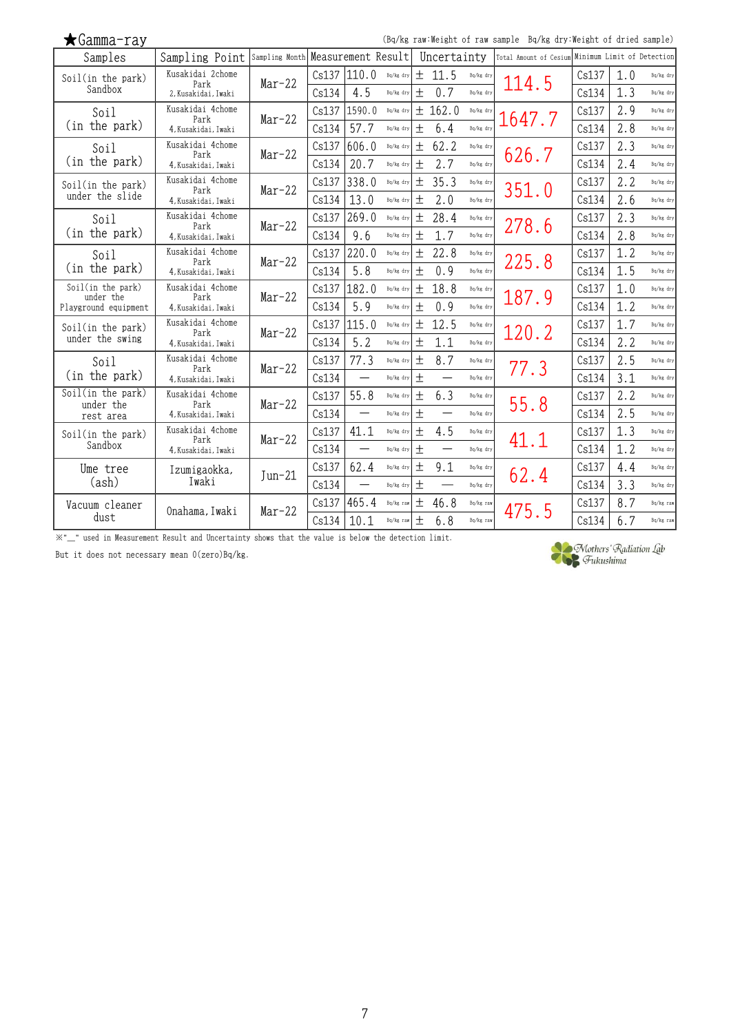★Gamma-ray

(Bq/kg raw:Weight of raw sample　Bq/kg dry:Weight of dried sample)

| Samples | Sampling Point | Sampling Month | Measurement Result | | | Uncertainty | | Total Amount of Cesium | Minimum Limit of Detection | | |
|---|---|---|---|---|---|---|---|---|---|---|---|
| Soil(in the park) Sandbox | Kusakidai 2chome Park 2,Kusakidai,Iwaki | Mar-22 | Cs137 | 110.0 | Bq/kg dry | ± 11.5 | Bq/kg dry | 114.5 | Cs137 | 1.0 | Bq/kg dry |
| | | | Cs134 | 4.5 | Bq/kg dry | ± 0.7 | Bq/kg dry | | Cs134 | 1.3 | Bq/kg dry |
| Soil (in the park) | Kusakidai 4chome Park 4,Kusakidai,Iwaki | Mar-22 | Cs137 | 1590.0 | Bq/kg dry | ± 162.0 | Bq/kg dry | 1647.7 | Cs137 | 2.9 | Bq/kg dry |
| | | | Cs134 | 57.7 | Bq/kg dry | ± 6.4 | Bq/kg dry | | Cs134 | 2.8 | Bq/kg dry |
| Soil (in the park) | Kusakidai 4chome Park 4,Kusakidai,Iwaki | Mar-22 | Cs137 | 606.0 | Bq/kg dry | ± 62.2 | Bq/kg dry | 626.7 | Cs137 | 2.3 | Bq/kg dry |
| | | | Cs134 | 20.7 | Bq/kg dry | ± 2.7 | Bq/kg dry | | Cs134 | 2.4 | Bq/kg dry |
| Soil(in the park) under the slide | Kusakidai 4chome Park 4,Kusakidai,Iwaki | Mar-22 | Cs137 | 338.0 | Bq/kg dry | ± 35.3 | Bq/kg dry | 351.0 | Cs137 | 2.2 | Bq/kg dry |
| | | | Cs134 | 13.0 | Bq/kg dry | ± 2.0 | Bq/kg dry | | Cs134 | 2.6 | Bq/kg dry |
| Soil (in the park) | Kusakidai 4chome Park 4,Kusakidai,Iwaki | Mar-22 | Cs137 | 269.0 | Bq/kg dry | ± 28.4 | Bq/kg dry | 278.6 | Cs137 | 2.3 | Bq/kg dry |
| | | | Cs134 | 9.6 | Bq/kg dry | ± 1.7 | Bq/kg dry | | Cs134 | 2.8 | Bq/kg dry |
| Soil (in the park) | Kusakidai 4chome Park 4,Kusakidai,Iwaki | Mar-22 | Cs137 | 220.0 | Bq/kg dry | ± 22.8 | Bq/kg dry | 225.8 | Cs137 | 1.2 | Bq/kg dry |
| | | | Cs134 | 5.8 | Bq/kg dry | ± 0.9 | Bq/kg dry | | Cs134 | 1.5 | Bq/kg dry |
| Soil(in the park) under the Playground equipment | Kusakidai 4chome Park 4,Kusakidai,Iwaki | Mar-22 | Cs137 | 182.0 | Bq/kg dry | ± 18.8 | Bq/kg dry | 187.9 | Cs137 | 1.0 | Bq/kg dry |
| | | | Cs134 | 5.9 | Bq/kg dry | ± 0.9 | Bq/kg dry | | Cs134 | 1.2 | Bq/kg dry |
| Soil(in the park) under the swing | Kusakidai 4chome Park 4,Kusakidai,Iwaki | Mar-22 | Cs137 | 115.0 | Bq/kg dry | ± 12.5 | Bq/kg dry | 120.2 | Cs137 | 1.7 | Bq/kg dry |
| | | | Cs134 | 5.2 | Bq/kg dry | ± 1.1 | Bq/kg dry | | Cs134 | 2.2 | Bq/kg dry |
| Soil (in the park) | Kusakidai 4chome Park 4,Kusakidai,Iwaki | Mar-22 | Cs137 | 77.3 | Bq/kg dry | ± 8.7 | Bq/kg dry | 77.3 | Cs137 | 2.5 | Bq/kg dry |
| | | | Cs134 | — | Bq/kg dry | ± — | Bq/kg dry | | Cs134 | 3.1 | Bq/kg dry |
| Soil(in the park) under the rest area | Kusakidai 4chome Park 4,Kusakidai,Iwaki | Mar-22 | Cs137 | 55.8 | Bq/kg dry | ± 6.3 | Bq/kg dry | 55.8 | Cs137 | 2.2 | Bq/kg dry |
| | | | Cs134 | — | Bq/kg dry | ± — | Bq/kg dry | | Cs134 | 2.5 | Bq/kg dry |
| Soil(in the park) Sandbox | Kusakidai 4chome Park 4,Kusakidai,Iwaki | Mar-22 | Cs137 | 41.1 | Bq/kg dry | ± 4.5 | Bq/kg dry | 41.1 | Cs137 | 1.3 | Bq/kg dry |
| | | | Cs134 | — | Bq/kg dry | ± — | Bq/kg dry | | Cs134 | 1.2 | Bq/kg dry |
| Ume tree (ash) | Izumigaokka, Iwaki | Jun-21 | Cs137 | 62.4 | Bq/kg dry | ± 9.1 | Bq/kg dry | 62.4 | Cs137 | 4.4 | Bq/kg dry |
| | | | Cs134 | — | Bq/kg dry | ± — | Bq/kg dry | | Cs134 | 3.3 | Bq/kg dry |
| Vacuum cleaner dust | Onahama, Iwaki | Mar-22 | Cs137 | 465.4 | Bq/kg raw | ± 46.8 | Bq/kg raw | 475.5 | Cs137 | 8.7 | Bq/kg raw |
| | | | Cs134 | 10.1 | Bq/kg raw | ± 6.8 | Bq/kg raw | | Cs134 | 6.7 | Bq/kg raw |

※"_" used in Measurement Result and Uncertainty shows that the value is below the detection limit.

But it does not necessary mean 0(zero)Bq/kg.

Mothers' Radiation Lab Fukushima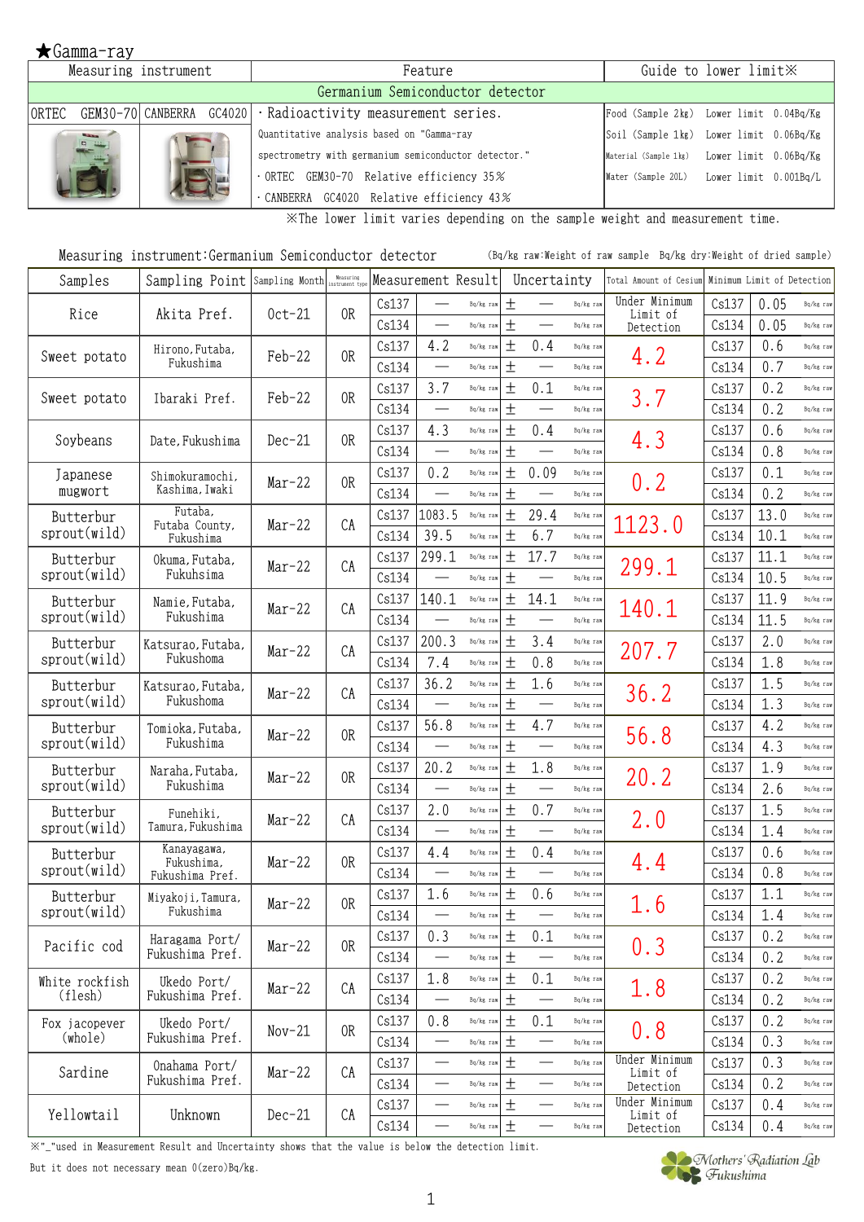★Gamma-ray

| Measuring instrument | | Feature | Guide to lower limit※ |
|---|---|---|---|
| Germanium Semiconductor detector | | | |
| ORTEC GEM30-70 | CANBERRA GC4020 | ・Radioactivity measurement series. Quantitative analysis based on "Gamma-ray spectrometry with germanium semiconductor detector." ・ORTEC GEM30-70 Relative efficiency 35% ・CANBERRA GC4020 Relative efficiency 43% | Food (Sample 2kg) Lower limit 0.04Bq/Kg<br>Soil (Sample 1kg) Lower limit 0.06Bq/Kg<br>Material (Sample 1kg) Lower limit 0.06Bq/Kg<br>Water (Sample 20L) Lower limit 0.001Bq/L |

※The lower limit varies depending on the sample weight and measurement time.

Measuring instrument:Germanium Semiconductor detector (Bq/kg raw:Weight of raw sample Bq/kg dry:Weight of dried sample)

| Samples | Sampling Point | Sampling Month | Measuring instrument type | Measurement Result | | | Uncertainty | | Total Amount of Cesium | Minimum Limit of Detection | | |
|---|---|---|---|---|---|---|---|---|---|---|---|---|
| Rice | Akita Pref. | Oct-21 | OR | Cs137 | — | Bq/kg raw | ± — | Bq/kg raw | Under Minimum Limit of Detection | Cs137 | 0.05 | Bq/kg raw |
| | | | | Cs134 | — | Bq/kg raw | ± — | Bq/kg raw | | Cs134 | 0.05 | Bq/kg raw |
| Sweet potato | Hirono,Futaba, Fukushima | Feb-22 | OR | Cs137 | 4.2 | Bq/kg raw | ± 0.4 | Bq/kg raw | 4.2 | Cs137 | 0.6 | Bq/kg raw |
| | | | | Cs134 | — | Bq/kg raw | ± — | Bq/kg raw | | Cs134 | 0.7 | Bq/kg raw |
| Sweet potato | Ibaraki Pref. | Feb-22 | OR | Cs137 | 3.7 | Bq/kg raw | ± 0.1 | Bq/kg raw | 3.7 | Cs137 | 0.2 | Bq/kg raw |
| | | | | Cs134 | — | Bq/kg raw | ± — | Bq/kg raw | | Cs134 | 0.2 | Bq/kg raw |
| Soybeans | Date,Fukushima | Dec-21 | OR | Cs137 | 4.3 | Bq/kg raw | ± 0.4 | Bq/kg raw | 4.3 | Cs137 | 0.6 | Bq/kg raw |
| | | | | Cs134 | — | Bq/kg raw | ± — | Bq/kg raw | | Cs134 | 0.8 | Bq/kg raw |
| Japanese mugwort | Shimokuramochi, Kashima,Iwaki | Mar-22 | OR | Cs137 | 0.2 | Bq/kg raw | ± 0.09 | Bq/kg raw | 0.2 | Cs137 | 0.1 | Bq/kg raw |
| | | | | Cs134 | — | Bq/kg raw | ± — | Bq/kg raw | | Cs134 | 0.2 | Bq/kg raw |
| Butterbur sprout(wild) | Futaba, Futaba County, Fukushima | Mar-22 | CA | Cs137 | 1083.5 | Bq/kg raw | ± 29.4 | Bq/kg raw | 1123.0 | Cs137 | 13.0 | Bq/kg raw |
| | | | | Cs134 | 39.5 | Bq/kg raw | ± 6.7 | Bq/kg raw | | Cs134 | 10.1 | Bq/kg raw |
| Butterbur sprout(wild) | Okuma,Futaba, Fukuhsima | Mar-22 | CA | Cs137 | 299.1 | Bq/kg raw | ± 17.7 | Bq/kg raw | 299.1 | Cs137 | 11.1 | Bq/kg raw |
| | | | | Cs134 | — | Bq/kg raw | ± — | Bq/kg raw | | Cs134 | 10.5 | Bq/kg raw |
| Butterbur sprout(wild) | Namie,Futaba, Fukushima | Mar-22 | CA | Cs137 | 140.1 | Bq/kg raw | ± 14.1 | Bq/kg raw | 140.1 | Cs137 | 11.9 | Bq/kg raw |
| | | | | Cs134 | — | Bq/kg raw | ± — | Bq/kg raw | | Cs134 | 11.5 | Bq/kg raw |
| Butterbur sprout(wild) | Katsurao,Futaba, Fukushoma | Mar-22 | CA | Cs137 | 200.3 | Bq/kg raw | ± 3.4 | Bq/kg raw | 207.7 | Cs137 | 2.0 | Bq/kg raw |
| | | | | Cs134 | 7.4 | Bq/kg raw | ± 0.8 | Bq/kg raw | | Cs134 | 1.8 | Bq/kg raw |
| Butterbur sprout(wild) | Katsurao,Futaba, Fukushoma | Mar-22 | CA | Cs137 | 36.2 | Bq/kg raw | ± 1.6 | Bq/kg raw | 36.2 | Cs137 | 1.5 | Bq/kg raw |
| | | | | Cs134 | — | Bq/kg raw | ± — | Bq/kg raw | | Cs134 | 1.3 | Bq/kg raw |
| Butterbur sprout(wild) | Tomioka,Futaba, Fukushima | Mar-22 | OR | Cs137 | 56.8 | Bq/kg raw | ± 4.7 | Bq/kg raw | 56.8 | Cs137 | 4.2 | Bq/kg raw |
| | | | | Cs134 | — | Bq/kg raw | ± — | Bq/kg raw | | Cs134 | 4.3 | Bq/kg raw |
| Butterbur sprout(wild) | Naraha,Futaba, Fukushima | Mar-22 | OR | Cs137 | 20.2 | Bq/kg raw | ± 1.8 | Bq/kg raw | 20.2 | Cs137 | 1.9 | Bq/kg raw |
| | | | | Cs134 | — | Bq/kg raw | ± — | Bq/kg raw | | Cs134 | 2.6 | Bq/kg raw |
| Butterbur sprout(wild) | Funehiki, Tamura,Fukushima | Mar-22 | CA | Cs137 | 2.0 | Bq/kg raw | ± 0.7 | Bq/kg raw | 2.0 | Cs137 | 1.5 | Bq/kg raw |
| | | | | Cs134 | — | Bq/kg raw | ± — | Bq/kg raw | | Cs134 | 1.4 | Bq/kg raw |
| Butterbur sprout(wild) | Kanayagawa, Fukushima, Fukushima Pref. | Mar-22 | OR | Cs137 | 4.4 | Bq/kg raw | ± 0.4 | Bq/kg raw | 4.4 | Cs137 | 0.6 | Bq/kg raw |
| | | | | Cs134 | — | Bq/kg raw | ± — | Bq/kg raw | | Cs134 | 0.8 | Bq/kg raw |
| Butterbur sprout(wild) | Miyakoji,Tamura, Fukushima | Mar-22 | OR | Cs137 | 1.6 | Bq/kg raw | ± 0.6 | Bq/kg raw | 1.6 | Cs137 | 1.1 | Bq/kg raw |
| | | | | Cs134 | — | Bq/kg raw | ± — | Bq/kg raw | | Cs134 | 1.4 | Bq/kg raw |
| Pacific cod | Haragama Port/ Fukushima Pref. | Mar-22 | OR | Cs137 | 0.3 | Bq/kg raw | ± 0.1 | Bq/kg raw | 0.3 | Cs137 | 0.2 | Bq/kg raw |
| | | | | Cs134 | — | Bq/kg raw | ± — | Bq/kg raw | | Cs134 | 0.2 | Bq/kg raw |
| White rockfish (flesh) | Ukedo Port/ Fukushima Pref. | Mar-22 | CA | Cs137 | 1.8 | Bq/kg raw | ± 0.1 | Bq/kg raw | 1.8 | Cs137 | 0.2 | Bq/kg raw |
| | | | | Cs134 | — | Bq/kg raw | ± — | Bq/kg raw | | Cs134 | 0.2 | Bq/kg raw |
| Fox jacopever (whole) | Ukedo Port/ Fukushima Pref. | Nov-21 | OR | Cs137 | 0.8 | Bq/kg raw | ± 0.1 | Bq/kg raw | 0.8 | Cs137 | 0.2 | Bq/kg raw |
| | | | | Cs134 | — | Bq/kg raw | ± — | Bq/kg raw | | Cs134 | 0.3 | Bq/kg raw |
| Sardine | Onahama Port/ Fukushima Pref. | Mar-22 | CA | Cs137 | — | Bq/kg raw | ± — | Bq/kg raw | Under Minimum Limit of Detection | Cs137 | 0.3 | Bq/kg raw |
| | | | | Cs134 | — | Bq/kg raw | ± — | Bq/kg raw | | Cs134 | 0.2 | Bq/kg raw |
| Yellowtail | Unknown | Dec-21 | CA | Cs137 | — | Bq/kg raw | ± — | Bq/kg raw | Under Minimum Limit of Detection | Cs137 | 0.4 | Bq/kg raw |
| | | | | Cs134 | — | Bq/kg raw | ± — | Bq/kg raw | | Cs134 | 0.4 | Bq/kg raw |

※"_"used in Measurement Result and Uncertainty shows that the value is below the detection limit.

But it does not necessary mean 0(zero)Bq/kg.

Mothers' Radiation Lab Fukushima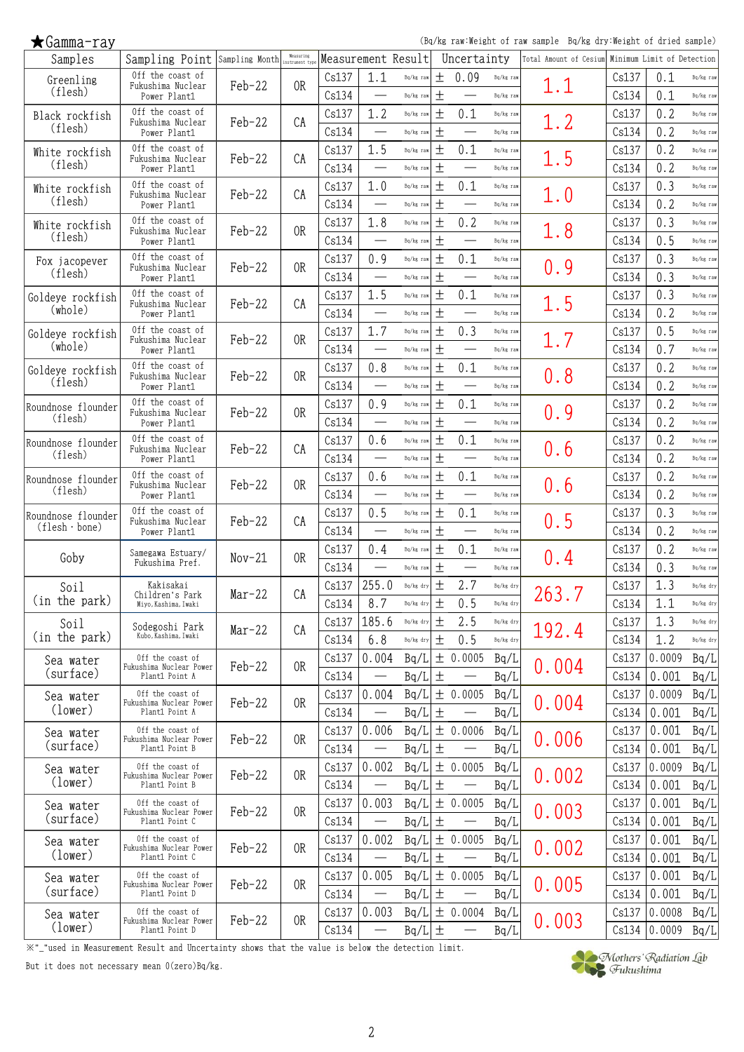★Gamma-ray

(Bq/kg raw:Weight of raw sample　Bq/kg dry:Weight of dried sample)

| Samples | Sampling Point | Sampling Month | Measuring instrument type | Measurement Result | | | Uncertainty | | | Total Amount of Cesium | Minimum Limit of Detection | | |
|---|---|---|---|---|---|---|---|---|---|---|---|---|---|
| Greenling (flesh) | Off the coast of Fukushima Nuclear Power Plant1 | Feb-22 | OR | Cs137 | 1.1 | Bq/kg raw | ± | 0.09 | Bq/kg raw | 1.1 | Cs137 | 0.1 | Bq/kg raw |
| | | | | Cs134 | — | Bq/kg raw | ± | — | Bq/kg raw | | Cs134 | 0.1 | Bq/kg raw |
| Black rockfish (flesh) | Off the coast of Fukushima Nuclear Power Plant1 | Feb-22 | CA | Cs137 | 1.2 | Bq/kg raw | ± | 0.1 | Bq/kg raw | 1.2 | Cs137 | 0.2 | Bq/kg raw |
| | | | | Cs134 | — | Bq/kg raw | ± | — | Bq/kg raw | | Cs134 | 0.2 | Bq/kg raw |
| White rockfish (flesh) | Off the coast of Fukushima Nuclear Power Plant1 | Feb-22 | CA | Cs137 | 1.5 | Bq/kg raw | ± | 0.1 | Bq/kg raw | 1.5 | Cs137 | 0.2 | Bq/kg raw |
| | | | | Cs134 | — | Bq/kg raw | ± | — | Bq/kg raw | | Cs134 | 0.2 | Bq/kg raw |
| White rockfish (flesh) | Off the coast of Fukushima Nuclear Power Plant1 | Feb-22 | CA | Cs137 | 1.0 | Bq/kg raw | ± | 0.1 | Bq/kg raw | 1.0 | Cs137 | 0.3 | Bq/kg raw |
| | | | | Cs134 | — | Bq/kg raw | ± | — | Bq/kg raw | | Cs134 | 0.2 | Bq/kg raw |
| White rockfish (flesh) | Off the coast of Fukushima Nuclear Power Plant1 | Feb-22 | OR | Cs137 | 1.8 | Bq/kg raw | ± | 0.2 | Bq/kg raw | 1.8 | Cs137 | 0.3 | Bq/kg raw |
| | | | | Cs134 | — | Bq/kg raw | ± | — | Bq/kg raw | | Cs134 | 0.5 | Bq/kg raw |
| Fox jacopever (flesh) | Off the coast of Fukushima Nuclear Power Plant1 | Feb-22 | OR | Cs137 | 0.9 | Bq/kg raw | ± | 0.1 | Bq/kg raw | 0.9 | Cs137 | 0.3 | Bq/kg raw |
| | | | | Cs134 | — | Bq/kg raw | ± | — | Bq/kg raw | | Cs134 | 0.3 | Bq/kg raw |
| Goldeye rockfish (whole) | Off the coast of Fukushima Nuclear Power Plant1 | Feb-22 | CA | Cs137 | 1.5 | Bq/kg raw | ± | 0.1 | Bq/kg raw | 1.5 | Cs137 | 0.3 | Bq/kg raw |
| | | | | Cs134 | — | Bq/kg raw | ± | — | Bq/kg raw | | Cs134 | 0.2 | Bq/kg raw |
| Goldeye rockfish (whole) | Off the coast of Fukushima Nuclear Power Plant1 | Feb-22 | OR | Cs137 | 1.7 | Bq/kg raw | ± | 0.3 | Bq/kg raw | 1.7 | Cs137 | 0.5 | Bq/kg raw |
| | | | | Cs134 | — | Bq/kg raw | ± | — | Bq/kg raw | | Cs134 | 0.7 | Bq/kg raw |
| Goldeye rockfish (flesh) | Off the coast of Fukushima Nuclear Power Plant1 | Feb-22 | OR | Cs137 | 0.8 | Bq/kg raw | ± | 0.1 | Bq/kg raw | 0.8 | Cs137 | 0.2 | Bq/kg raw |
| | | | | Cs134 | — | Bq/kg raw | ± | — | Bq/kg raw | | Cs134 | 0.2 | Bq/kg raw |
| Roundnose flounder (flesh) | Off the coast of Fukushima Nuclear Power Plant1 | Feb-22 | OR | Cs137 | 0.9 | Bq/kg raw | ± | 0.1 | Bq/kg raw | 0.9 | Cs137 | 0.2 | Bq/kg raw |
| | | | | Cs134 | — | Bq/kg raw | ± | — | Bq/kg raw | | Cs134 | 0.2 | Bq/kg raw |
| Roundnose flounder (flesh) | Off the coast of Fukushima Nuclear Power Plant1 | Feb-22 | CA | Cs137 | 0.6 | Bq/kg raw | ± | 0.1 | Bq/kg raw | 0.6 | Cs137 | 0.2 | Bq/kg raw |
| | | | | Cs134 | — | Bq/kg raw | ± | — | Bq/kg raw | | Cs134 | 0.2 | Bq/kg raw |
| Roundnose flounder (flesh) | Off the coast of Fukushima Nuclear Power Plant1 | Feb-22 | OR | Cs137 | 0.6 | Bq/kg raw | ± | 0.1 | Bq/kg raw | 0.6 | Cs137 | 0.2 | Bq/kg raw |
| | | | | Cs134 | — | Bq/kg raw | ± | — | Bq/kg raw | | Cs134 | 0.2 | Bq/kg raw |
| Roundnose flounder (flesh・bone) | Off the coast of Fukushima Nuclear Power Plant1 | Feb-22 | CA | Cs137 | 0.5 | Bq/kg raw | ± | 0.1 | Bq/kg raw | 0.5 | Cs137 | 0.3 | Bq/kg raw |
| | | | | Cs134 | — | Bq/kg raw | ± | — | Bq/kg raw | | Cs134 | 0.2 | Bq/kg raw |
| Goby | Samegawa Estuary/ Fukushima Pref. | Nov-21 | OR | Cs137 | 0.4 | Bq/kg raw | ± | 0.1 | Bq/kg raw | 0.4 | Cs137 | 0.2 | Bq/kg raw |
| | | | | Cs134 | — | Bq/kg raw | ± | — | Bq/kg raw | | Cs134 | 0.3 | Bq/kg raw |
| Soil (in the park) | Kakisakai Children's Park Miyo, Kashima, Iwaki | Mar-22 | CA | Cs137 | 255.0 | Bq/kg dry | ± | 2.7 | Bq/kg dry | 263.7 | Cs137 | 1.3 | Bq/kg dry |
| | | | | Cs134 | 8.7 | Bq/kg dry | ± | 0.5 | Bq/kg dry | | Cs134 | 1.1 | Bq/kg dry |
| Soil (in the park) | Sodegoshi Park Kubo, Kashima, Iwaki | Mar-22 | CA | Cs137 | 185.6 | Bq/kg dry | ± | 2.5 | Bq/kg dry | 192.4 | Cs137 | 1.3 | Bq/kg dry |
| | | | | Cs134 | 6.8 | Bq/kg dry | ± | 0.5 | Bq/kg dry | | Cs134 | 1.2 | Bq/kg dry |
| Sea water (surface) | Off the coast of Fukushima Nuclear Power Plant1 Point A | Feb-22 | OR | Cs137 | 0.004 | Bq/L | ± | 0.0005 | Bq/L | 0.004 | Cs137 | 0.0009 | Bq/L |
| | | | | Cs134 | — | Bq/L | ± | — | Bq/L | | Cs134 | 0.001 | Bq/L |
| Sea water (lower) | Off the coast of Fukushima Nuclear Power Plant1 Point A | Feb-22 | OR | Cs137 | 0.004 | Bq/L | ± | 0.0005 | Bq/L | 0.004 | Cs137 | 0.0009 | Bq/L |
| | | | | Cs134 | — | Bq/L | ± | — | Bq/L | | Cs134 | 0.001 | Bq/L |
| Sea water (surface) | Off the coast of Fukushima Nuclear Power Plant1 Point B | Feb-22 | OR | Cs137 | 0.006 | Bq/L | ± | 0.0006 | Bq/L | 0.006 | Cs137 | 0.001 | Bq/L |
| | | | | Cs134 | — | Bq/L | ± | — | Bq/L | | Cs134 | 0.001 | Bq/L |
| Sea water (lower) | Off the coast of Fukushima Nuclear Power Plant1 Point B | Feb-22 | OR | Cs137 | 0.002 | Bq/L | ± | 0.0005 | Bq/L | 0.002 | Cs137 | 0.0009 | Bq/L |
| | | | | Cs134 | — | Bq/L | ± | — | Bq/L | | Cs134 | 0.001 | Bq/L |
| Sea water (surface) | Off the coast of Fukushima Nuclear Power Plant1 Point C | Feb-22 | OR | Cs137 | 0.003 | Bq/L | ± | 0.0005 | Bq/L | 0.003 | Cs137 | 0.001 | Bq/L |
| | | | | Cs134 | — | Bq/L | ± | — | Bq/L | | Cs134 | 0.001 | Bq/L |
| Sea water (lower) | Off the coast of Fukushima Nuclear Power Plant1 Point C | Feb-22 | OR | Cs137 | 0.002 | Bq/L | ± | 0.0005 | Bq/L | 0.002 | Cs137 | 0.001 | Bq/L |
| | | | | Cs134 | — | Bq/L | ± | — | Bq/L | | Cs134 | 0.001 | Bq/L |
| Sea water (surface) | Off the coast of Fukushima Nuclear Power Plant1 Point D | Feb-22 | OR | Cs137 | 0.005 | Bq/L | ± | 0.0005 | Bq/L | 0.005 | Cs137 | 0.001 | Bq/L |
| | | | | Cs134 | — | Bq/L | ± | — | Bq/L | | Cs134 | 0.001 | Bq/L |
| Sea water (lower) | Off the coast of Fukushima Nuclear Power Plant1 Point D | Feb-22 | OR | Cs137 | 0.003 | Bq/L | ± | 0.0004 | Bq/L | 0.003 | Cs137 | 0.0008 | Bq/L |
| | | | | Cs134 | — | Bq/L | ± | — | Bq/L | | Cs134 | 0.0009 | Bq/L |

※"_"used in Measurement Result and Uncertainty shows that the value is below the detection limit.

But it does not necessary mean 0(zero)Bq/kg.

Mothers' Radiation Lab Fukushima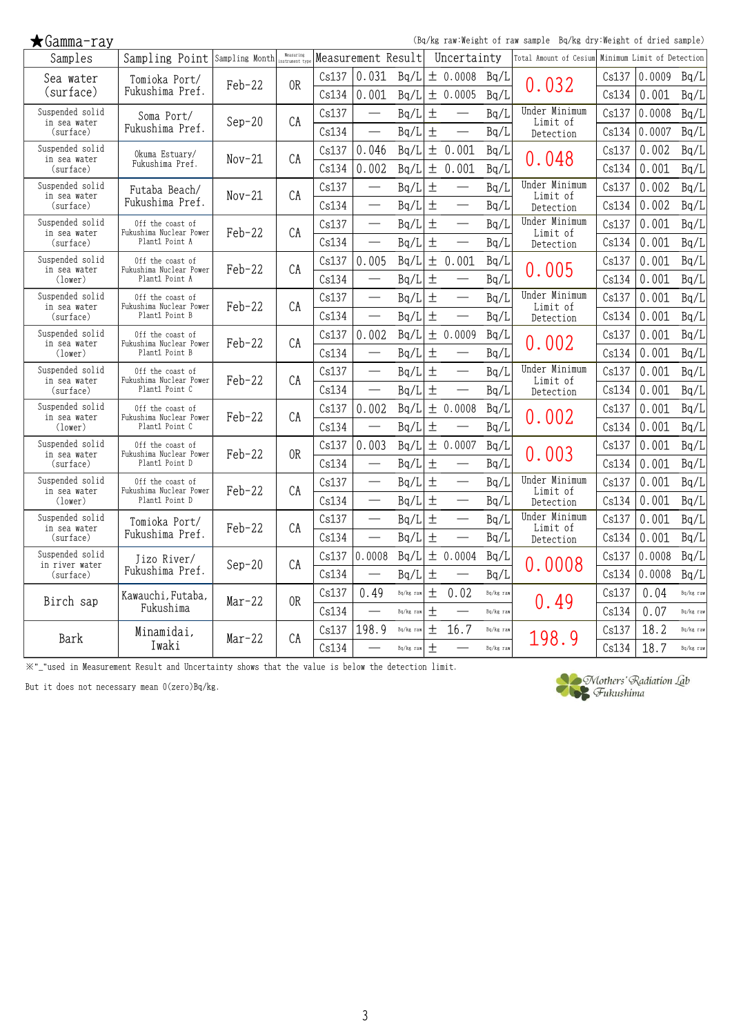★Gamma-ray

(Bq/kg raw:Weight of raw sample Bq/kg dry:Weight of dried sample)

| Samples | Sampling Point | Sampling Month | Measuring instrument type | Measurement Result | | | Uncertainty | | Total Amount of Cesium | Minimum Limit of Detection | | |
|---|---|---|---|---|---|---|---|---|---|---|---|---|
| Sea water (surface) | Tomioka Port/ Fukushima Pref. | Feb-22 | OR | Cs137 | 0.031 | Bq/L | ± 0.0008 | Bq/L | 0.032 | Cs137 | 0.0009 | Bq/L |
| | | | | Cs134 | 0.001 | Bq/L | ± 0.0005 | Bq/L | | Cs134 | 0.001 | Bq/L |
| Suspended solid in sea water (surface) | Soma Port/ Fukushima Pref. | Sep-20 | CA | Cs137 | — | Bq/L | ± — | Bq/L | Under Minimum Limit of Detection | Cs137 | 0.0008 | Bq/L |
| | | | | Cs134 | — | Bq/L | ± — | Bq/L | | Cs134 | 0.0007 | Bq/L |
| Suspended solid in sea water (surface) | Okuma Estuary/ Fukushima Pref. | Nov-21 | CA | Cs137 | 0.046 | Bq/L | ± 0.001 | Bq/L | 0.048 | Cs137 | 0.002 | Bq/L |
| | | | | Cs134 | 0.002 | Bq/L | ± 0.001 | Bq/L | | Cs134 | 0.001 | Bq/L |
| Suspended solid in sea water (surface) | Futaba Beach/ Fukushima Pref. | Nov-21 | CA | Cs137 | — | Bq/L | ± — | Bq/L | Under Minimum Limit of Detection | Cs137 | 0.002 | Bq/L |
| | | | | Cs134 | — | Bq/L | ± — | Bq/L | | Cs134 | 0.002 | Bq/L |
| Suspended solid in sea water (surface) | Off the coast of Fukushima Nuclear Power Plant1 Point A | Feb-22 | CA | Cs137 | — | Bq/L | ± — | Bq/L | Under Minimum Limit of Detection | Cs137 | 0.001 | Bq/L |
| | | | | Cs134 | — | Bq/L | ± — | Bq/L | | Cs134 | 0.001 | Bq/L |
| Suspended solid in sea water (lower) | Off the coast of Fukushima Nuclear Power Plant1 Point A | Feb-22 | CA | Cs137 | 0.005 | Bq/L | ± 0.001 | Bq/L | 0.005 | Cs137 | 0.001 | Bq/L |
| | | | | Cs134 | — | Bq/L | ± — | Bq/L | | Cs134 | 0.001 | Bq/L |
| Suspended solid in sea water (surface) | Off the coast of Fukushima Nuclear Power Plant1 Point B | Feb-22 | CA | Cs137 | — | Bq/L | ± — | Bq/L | Under Minimum Limit of Detection | Cs137 | 0.001 | Bq/L |
| | | | | Cs134 | — | Bq/L | ± — | Bq/L | | Cs134 | 0.001 | Bq/L |
| Suspended solid in sea water (lower) | Off the coast of Fukushima Nuclear Power Plant1 Point B | Feb-22 | CA | Cs137 | 0.002 | Bq/L | ± 0.0009 | Bq/L | 0.002 | Cs137 | 0.001 | Bq/L |
| | | | | Cs134 | — | Bq/L | ± — | Bq/L | | Cs134 | 0.001 | Bq/L |
| Suspended solid in sea water (surface) | Off the coast of Fukushima Nuclear Power Plant1 Point C | Feb-22 | CA | Cs137 | — | Bq/L | ± — | Bq/L | Under Minimum Limit of Detection | Cs137 | 0.001 | Bq/L |
| | | | | Cs134 | — | Bq/L | ± — | Bq/L | | Cs134 | 0.001 | Bq/L |
| Suspended solid in sea water (lower) | Off the coast of Fukushima Nuclear Power Plant1 Point C | Feb-22 | CA | Cs137 | 0.002 | Bq/L | ± 0.0008 | Bq/L | 0.002 | Cs137 | 0.001 | Bq/L |
| | | | | Cs134 | — | Bq/L | ± — | Bq/L | | Cs134 | 0.001 | Bq/L |
| Suspended solid in sea water (surface) | Off the coast of Fukushima Nuclear Power Plant1 Point D | Feb-22 | OR | Cs137 | 0.003 | Bq/L | ± 0.0007 | Bq/L | 0.003 | Cs137 | 0.001 | Bq/L |
| | | | | Cs134 | — | Bq/L | ± — | Bq/L | | Cs134 | 0.001 | Bq/L |
| Suspended solid in sea water (lower) | Off the coast of Fukushima Nuclear Power Plant1 Point D | Feb-22 | CA | Cs137 | — | Bq/L | ± — | Bq/L | Under Minimum Limit of Detection | Cs137 | 0.001 | Bq/L |
| | | | | Cs134 | — | Bq/L | ± — | Bq/L | | Cs134 | 0.001 | Bq/L |
| Suspended solid in sea water (surface) | Tomioka Port/ Fukushima Pref. | Feb-22 | CA | Cs137 | — | Bq/L | ± — | Bq/L | Under Minimum Limit of Detection | Cs137 | 0.001 | Bq/L |
| | | | | Cs134 | — | Bq/L | ± — | Bq/L | | Cs134 | 0.001 | Bq/L |
| Suspended solid in river water (surface) | Jizo River/ Fukushima Pref. | Sep-20 | CA | Cs137 | 0.0008 | Bq/L | ± 0.0004 | Bq/L | 0.0008 | Cs137 | 0.0008 | Bq/L |
| | | | | Cs134 | — | Bq/L | ± — | Bq/L | | Cs134 | 0.0008 | Bq/L |
| Birch sap | Kawauchi, Futaba, Fukushima | Mar-22 | OR | Cs137 | 0.49 | Bq/kg raw | ± 0.02 | Bq/kg raw | 0.49 | Cs137 | 0.04 | Bq/kg raw |
| | | | | Cs134 | — | Bq/kg raw | ± — | Bq/kg raw | | Cs134 | 0.07 | Bq/kg raw |
| Bark | Minamidai, Iwaki | Mar-22 | CA | Cs137 | 198.9 | Bq/kg raw | ± 16.7 | Bq/kg raw | 198.9 | Cs137 | 18.2 | Bq/kg raw |
| | | | | Cs134 | — | Bq/kg raw | ± — | Bq/kg raw | | Cs134 | 18.7 | Bq/kg raw |

※"_"used in Measurement Result and Uncertainty shows that the value is below the detection limit.

But it does not necessary mean 0(zero)Bq/kg.

Mothers' Radiation Lab Fukushima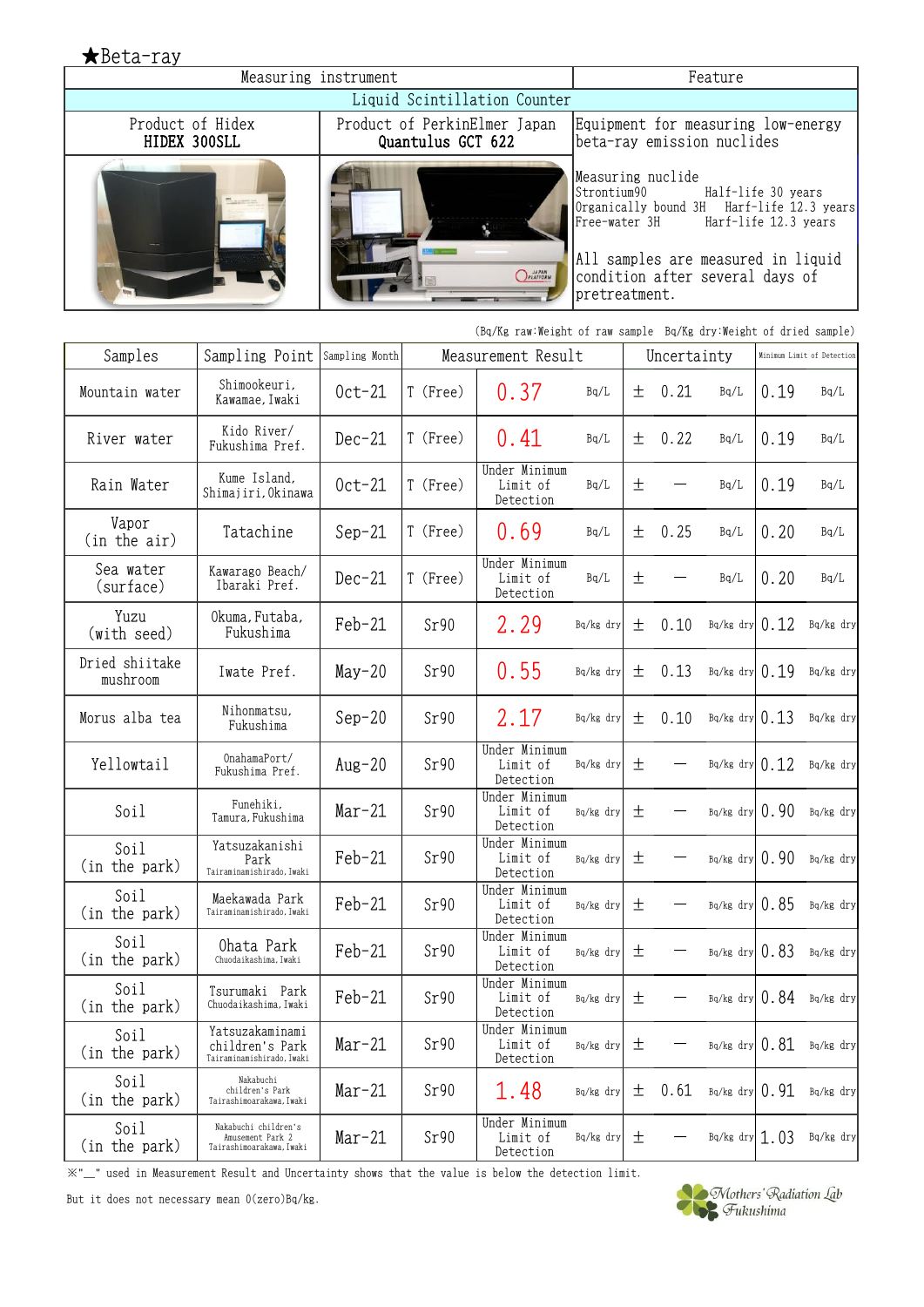★Beta-ray

| Measuring instrument | | Feature |
|---|---|---|
| Liquid Scintillation Counter | | |
| Product of Hidex **HIDEX 300SLL** | Product of PerkinElmer Japan **Quantulus GCT 622** | Equipment for measuring low-energy beta-ray emission nuclides |
| | | Measuring nuclide<br>Strontium90 Half-life 30 years<br>Organically bound 3H Harf-life 12.3 years<br>Free-water 3H Harf-life 12.3 years<br><br>All samples are measured in liquid condition after several days of pretreatment. |

(Bq/Kg raw:Weight of raw sample Bq/Kg dry:Weight of dried sample)

| Samples | Sampling Point | Sampling Month | Measurement Result | | | Uncertainty | | Minimum Limit of Detection | |
|---|---|---|---|---|---|---|---|---|---|
| Mountain water | Shimookeuri, Kawamae, Iwaki | Oct-21 | T (Free) | 0.37 | Bq/L | ± 0.21 | Bq/L | 0.19 | Bq/L |
| River water | Kido River/ Fukushima Pref. | Dec-21 | T (Free) | 0.41 | Bq/L | ± 0.22 | Bq/L | 0.19 | Bq/L |
| Rain Water | Kume Island, Shimajiri, Okinawa | Oct-21 | T (Free) | Under Minimum Limit of Detection | Bq/L | ± — | Bq/L | 0.19 | Bq/L |
| Vapor (in the air) | Tatachine | Sep-21 | T (Free) | 0.69 | Bq/L | ± 0.25 | Bq/L | 0.20 | Bq/L |
| Sea water (surface) | Kawarago Beach/ Ibaraki Pref. | Dec-21 | T (Free) | Under Minimum Limit of Detection | Bq/L | ± — | Bq/L | 0.20 | Bq/L |
| Yuzu (with seed) | Okuma, Futaba, Fukushima | Feb-21 | Sr90 | 2.29 | Bq/kg dry | ± 0.10 | Bq/kg dry | 0.12 | Bq/kg dry |
| Dried shiitake mushroom | Iwate Pref. | May-20 | Sr90 | 0.55 | Bq/kg dry | ± 0.13 | Bq/kg dry | 0.19 | Bq/kg dry |
| Morus alba tea | Nihonmatsu, Fukushima | Sep-20 | Sr90 | 2.17 | Bq/kg dry | ± 0.10 | Bq/kg dry | 0.13 | Bq/kg dry |
| Yellowtail | OnahamaPort/ Fukushima Pref. | Aug-20 | Sr90 | Under Minimum Limit of Detection | Bq/kg dry | ± — | Bq/kg dry | 0.12 | Bq/kg dry |
| Soil | Funehiki, Tamura, Fukushima | Mar-21 | Sr90 | Under Minimum Limit of Detection | Bq/kg dry | ± — | Bq/kg dry | 0.90 | Bq/kg dry |
| Soil (in the park) | Yatsuzakanishi Park Tairaminamishirado, Iwaki | Feb-21 | Sr90 | Under Minimum Limit of Detection | Bq/kg dry | ± — | Bq/kg dry | 0.90 | Bq/kg dry |
| Soil (in the park) | Maekawada Park Tairaminamishirado, Iwaki | Feb-21 | Sr90 | Under Minimum Limit of Detection | Bq/kg dry | ± — | Bq/kg dry | 0.85 | Bq/kg dry |
| Soil (in the park) | Ohata Park Chuodaikashima, Iwaki | Feb-21 | Sr90 | Under Minimum Limit of Detection | Bq/kg dry | ± — | Bq/kg dry | 0.83 | Bq/kg dry |
| Soil (in the park) | Tsurumaki Park Chuodaikashima, Iwaki | Feb-21 | Sr90 | Under Minimum Limit of Detection | Bq/kg dry | ± — | Bq/kg dry | 0.84 | Bq/kg dry |
| Soil (in the park) | Yatsuzakaminami children's Park Tairaminamishirado, Iwaki | Mar-21 | Sr90 | Under Minimum Limit of Detection | Bq/kg dry | ± — | Bq/kg dry | 0.81 | Bq/kg dry |
| Soil (in the park) | Nakabuchi children's Park Tairashimoarakawa, Iwaki | Mar-21 | Sr90 | 1.48 | Bq/kg dry | ± 0.61 | Bq/kg dry | 0.91 | Bq/kg dry |
| Soil (in the park) | Nakabuchi children's Amusement Park 2 Tairashimoarakawa, Iwaki | Mar-21 | Sr90 | Under Minimum Limit of Detection | Bq/kg dry | ± — | Bq/kg dry | 1.03 | Bq/kg dry |

※"__" used in Measurement Result and Uncertainty shows that the value is below the detection limit.

But it does not necessary mean 0(zero)Bq/kg.

Mothers' Radiation Lab Fukushima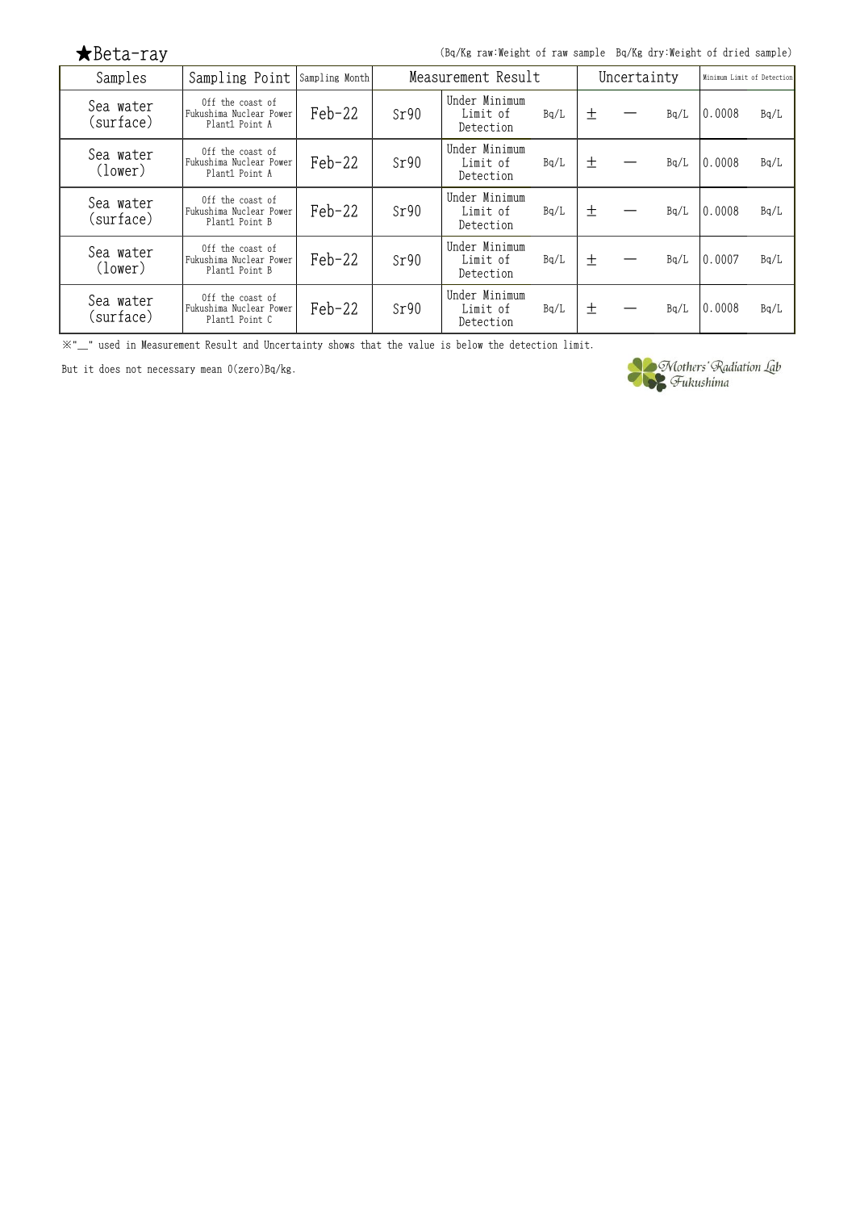★Beta-ray

(Bq/Kg raw:Weight of raw sample　Bq/Kg dry:Weight of dried sample)

| Samples | Sampling Point | Sampling Month | Measurement Result | | | Uncertainty | | | Minimum Limit of Detection | |
|---|---|---|---|---|---|---|---|---|---|---|
| Sea water (surface) | Off the coast of Fukushima Nuclear Power Plant1 Point A | Feb-22 | Sr90 | Under Minimum Limit of Detection | Bq/L | ± | ― | Bq/L | 0.0008 | Bq/L |
| Sea water (lower) | Off the coast of Fukushima Nuclear Power Plant1 Point A | Feb-22 | Sr90 | Under Minimum Limit of Detection | Bq/L | ± | ― | Bq/L | 0.0008 | Bq/L |
| Sea water (surface) | Off the coast of Fukushima Nuclear Power Plant1 Point B | Feb-22 | Sr90 | Under Minimum Limit of Detection | Bq/L | ± | ― | Bq/L | 0.0008 | Bq/L |
| Sea water (lower) | Off the coast of Fukushima Nuclear Power Plant1 Point B | Feb-22 | Sr90 | Under Minimum Limit of Detection | Bq/L | ± | ― | Bq/L | 0.0007 | Bq/L |
| Sea water (surface) | Off the coast of Fukushima Nuclear Power Plant1 Point C | Feb-22 | Sr90 | Under Minimum Limit of Detection | Bq/L | ± | ― | Bq/L | 0.0008 | Bq/L |

※"＿" used in Measurement Result and Uncertainty shows that the value is below the detection limit.

But it does not necessary mean 0(zero)Bq/kg.

Mothers' Radiation Lab Fukushima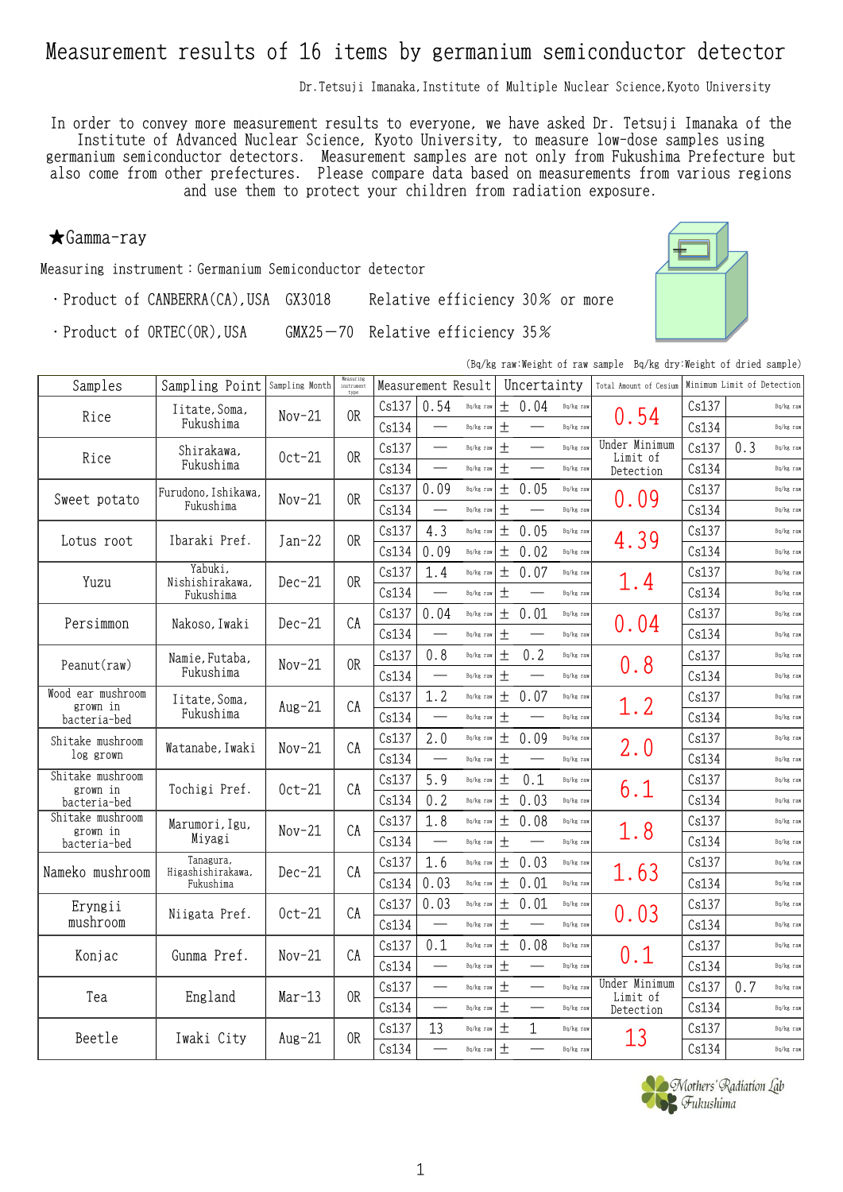# Measurement results of 16 items by germanium semiconductor detector

Dr.Tetsuji Imanaka,Institute of Multiple Nuclear Science,Kyoto University

In order to convey more measurement results to everyone, we have asked Dr. Tetsuji Imanaka of the Institute of Advanced Nuclear Science, Kyoto University, to measure low-dose samples using germanium semiconductor detectors. Measurement samples are not only from Fukushima Prefecture but also come from other prefectures. Please compare data based on measurements from various regions and use them to protect your children from radiation exposure.

★Gamma-ray

Measuring instrument：Germanium Semiconductor detector

・Product of CANBERRA(CA),USA　GX3018　Relative efficiency 30％ or more

・Product of ORTEC(OR),USA　GMX25－70　Relative efficiency 35％

(Bq/kg raw:Weight of raw sample　Bq/kg dry:Weight of dried sample)

| Samples | Sampling Point | Sampling Month | Measuring instrument type | Measurement Result | | | Uncertainty | | Total Amount of Cesium | Minimum Limit of Detection | | |
|---|---|---|---|---|---|---|---|---|---|---|---|---|
| Rice | Iitate,Soma, Fukushima | Nov-21 | OR | Cs137 | 0.54 | Bq/kg raw | ± 0.04 | Bq/kg raw | 0.54 | Cs137 | | Bq/kg raw |
| | | | | Cs134 | — | Bq/kg raw | ± — | Bq/kg raw | | Cs134 | | Bq/kg raw |
| Rice | Shirakawa, Fukushima | Oct-21 | OR | Cs137 | — | Bq/kg raw | ± — | Bq/kg raw | Under Minimum Limit of Detection | Cs137 | 0.3 | Bq/kg raw |
| | | | | Cs134 | — | Bq/kg raw | ± — | Bq/kg raw | | Cs134 | | Bq/kg raw |
| Sweet potato | Furudono,Ishikawa, Fukushima | Nov-21 | OR | Cs137 | 0.09 | Bq/kg raw | ± 0.05 | Bq/kg raw | 0.09 | Cs137 | | Bq/kg raw |
| | | | | Cs134 | — | Bq/kg raw | ± — | Bq/kg raw | | Cs134 | | Bq/kg raw |
| Lotus root | Ibaraki Pref. | Jan-22 | OR | Cs137 | 4.3 | Bq/kg raw | ± 0.05 | Bq/kg raw | 4.39 | Cs137 | | Bq/kg raw |
| | | | | Cs134 | 0.09 | Bq/kg raw | ± 0.02 | Bq/kg raw | | Cs134 | | Bq/kg raw |
| Yuzu | Yabuki, Nishishirakawa, Fukushima | Dec-21 | OR | Cs137 | 1.4 | Bq/kg raw | ± 0.07 | Bq/kg raw | 1.4 | Cs137 | | Bq/kg raw |
| | | | | Cs134 | — | Bq/kg raw | ± — | Bq/kg raw | | Cs134 | | Bq/kg raw |
| Persimmon | Nakoso,Iwaki | Dec-21 | CA | Cs137 | 0.04 | Bq/kg raw | ± 0.01 | Bq/kg raw | 0.04 | Cs137 | | Bq/kg raw |
| | | | | Cs134 | — | Bq/kg raw | ± — | Bq/kg raw | | Cs134 | | Bq/kg raw |
| Peanut(raw) | Namie,Futaba, Fukushima | Nov-21 | OR | Cs137 | 0.8 | Bq/kg raw | ± 0.2 | Bq/kg raw | 0.8 | Cs137 | | Bq/kg raw |
| | | | | Cs134 | — | Bq/kg raw | ± — | Bq/kg raw | | Cs134 | | Bq/kg raw |
| Wood ear mushroom grown in bacteria-bed | Iitate,Soma, Fukushima | Aug-21 | CA | Cs137 | 1.2 | Bq/kg raw | ± 0.07 | Bq/kg raw | 1.2 | Cs137 | | Bq/kg raw |
| | | | | Cs134 | — | Bq/kg raw | ± — | Bq/kg raw | | Cs134 | | Bq/kg raw |
| Shitake mushroom log grown | Watanabe,Iwaki | Nov-21 | CA | Cs137 | 2.0 | Bq/kg raw | ± 0.09 | Bq/kg raw | 2.0 | Cs137 | | Bq/kg raw |
| | | | | Cs134 | — | Bq/kg raw | ± — | Bq/kg raw | | Cs134 | | Bq/kg raw |
| Shitake mushroom grown in bacteria-bed | Tochigi Pref. | Oct-21 | CA | Cs137 | 5.9 | Bq/kg raw | ± 0.1 | Bq/kg raw | 6.1 | Cs137 | | Bq/kg raw |
| | | | | Cs134 | 0.2 | Bq/kg raw | ± 0.03 | Bq/kg raw | | Cs134 | | Bq/kg raw |
| Shitake mushroom grown in bacteria-bed | Marumori,Igu, Miyagi | Nov-21 | CA | Cs137 | 1.8 | Bq/kg raw | ± 0.08 | Bq/kg raw | 1.8 | Cs137 | | Bq/kg raw |
| | | | | Cs134 | — | Bq/kg raw | ± — | Bq/kg raw | | Cs134 | | Bq/kg raw |
| Nameko mushroom | Tanagura, Higashishirakawa, Fukushima | Dec-21 | CA | Cs137 | 1.6 | Bq/kg raw | ± 0.03 | Bq/kg raw | 1.63 | Cs137 | | Bq/kg raw |
| | | | | Cs134 | 0.03 | Bq/kg raw | ± 0.01 | Bq/kg raw | | Cs134 | | Bq/kg raw |
| Eryngii mushroom | Niigata Pref. | Oct-21 | CA | Cs137 | 0.03 | Bq/kg raw | ± 0.01 | Bq/kg raw | 0.03 | Cs137 | | Bq/kg raw |
| | | | | Cs134 | — | Bq/kg raw | ± — | Bq/kg raw | | Cs134 | | Bq/kg raw |
| Konjac | Gunma Pref. | Nov-21 | CA | Cs137 | 0.1 | Bq/kg raw | ± 0.08 | Bq/kg raw | 0.1 | Cs137 | | Bq/kg raw |
| | | | | Cs134 | — | Bq/kg raw | ± — | Bq/kg raw | | Cs134 | | Bq/kg raw |
| Tea | England | Mar-13 | OR | Cs137 | — | Bq/kg raw | ± — | Bq/kg raw | Under Minimum Limit of Detection | Cs137 | 0.7 | Bq/kg raw |
| | | | | Cs134 | — | Bq/kg raw | ± — | Bq/kg raw | | Cs134 | | Bq/kg raw |
| Beetle | Iwaki City | Aug-21 | OR | Cs137 | 13 | Bq/kg raw | ± 1 | Bq/kg raw | 13 | Cs137 | | Bq/kg raw |
| | | | | Cs134 | — | Bq/kg raw | ± — | Bq/kg raw | | Cs134 | | Bq/kg raw |

Mothers' Radiation Lab Fukushima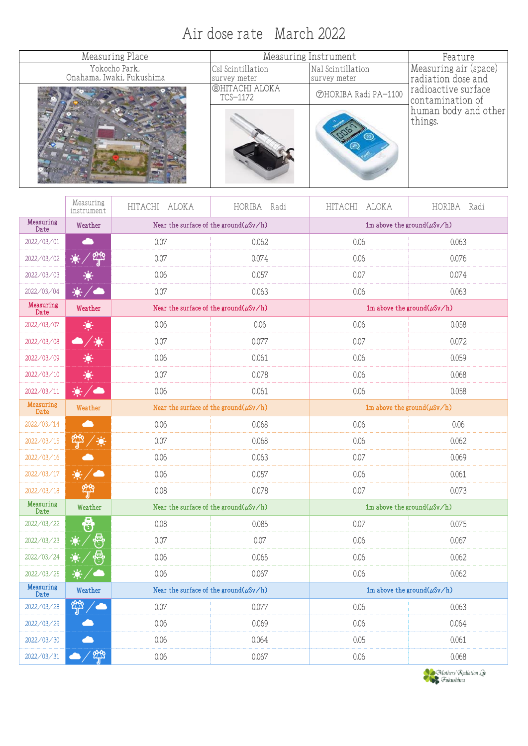# Air dose rate　March 2022

| Measuring Place | Measuring Instrument | | Feature |
|---|---|---|---|
| Yokocho Park, Onahama, Iwaki, Fukushima | CsI Scintillation survey meter | NaI Scintillation survey meter | Measuring air (space) radiation dose and radioactive surface contamination of human body and other things. |
| | ⑧HITACHI ALOKA TCS−1172 | ⑦HORIBA Radi PA−1100 | |

| | Measuring instrument | HITACHI　ALOKA | HORIBA　Radi | HITACHI　ALOKA | HORIBA　Radi |
|---|---|---|---|---|---|
| Measuring Date | Weather | Near the surface of the ground(μSv/h) | | 1m above the ground(μSv/h) | |
| 2022/03/01 | Cloudy | 0.07 | 0.062 | 0.06 | 0.063 |
| 2022/03/02 | Sunny / Rain | 0.07 | 0.074 | 0.06 | 0.076 |
| 2022/03/03 | Sunny | 0.06 | 0.057 | 0.07 | 0.074 |
| 2022/03/04 | Sunny / Cloudy | 0.07 | 0.063 | 0.06 | 0.063 |
| Measuring Date | Weather | Near the surface of the ground(μSv/h) | | 1m above the ground(μSv/h) | |
| 2022/03/07 | Sunny | 0.06 | 0.06 | 0.06 | 0.058 |
| 2022/03/08 | Cloudy / Sunny | 0.07 | 0.077 | 0.07 | 0.072 |
| 2022/03/09 | Sunny | 0.06 | 0.061 | 0.06 | 0.059 |
| 2022/03/10 | Sunny | 0.07 | 0.078 | 0.06 | 0.068 |
| 2022/03/11 | Sunny / Cloudy | 0.06 | 0.061 | 0.06 | 0.058 |
| Measuring Date | Weather | Near the surface of the ground(μSv/h) | | 1m above the ground(μSv/h) | |
| 2022/03/14 | Cloudy | 0.06 | 0.068 | 0.06 | 0.06 |
| 2022/03/15 | Rain / Sunny | 0.07 | 0.068 | 0.06 | 0.062 |
| 2022/03/16 | Cloudy | 0.06 | 0.063 | 0.07 | 0.069 |
| 2022/03/17 | Sunny / Cloudy | 0.06 | 0.057 | 0.06 | 0.061 |
| 2022/03/18 | Rain | 0.08 | 0.078 | 0.07 | 0.073 |
| Measuring Date | Weather | Near the surface of the ground(μSv/h) | | 1m above the ground(μSv/h) | |
| 2022/03/22 | Snow | 0.08 | 0.085 | 0.07 | 0.075 |
| 2022/03/23 | Sunny / Snow | 0.07 | 0.07 | 0.06 | 0.067 |
| 2022/03/24 | Sunny / Snow | 0.06 | 0.065 | 0.06 | 0.062 |
| 2022/03/25 | Sunny / Cloudy | 0.06 | 0.067 | 0.06 | 0.062 |
| Measuring Date | Weather | Near the surface of the ground(μSv/h) | | 1m above the ground(μSv/h) | |
| 2022/03/28 | Rain / Cloudy | 0.07 | 0.077 | 0.06 | 0.063 |
| 2022/03/29 | Cloudy | 0.06 | 0.069 | 0.06 | 0.064 |
| 2022/03/30 | Cloudy | 0.06 | 0.064 | 0.05 | 0.061 |
| 2022/03/31 | Cloudy / Rain | 0.06 | 0.067 | 0.06 | 0.068 |

Mothers' Radiation Lab Fukushima